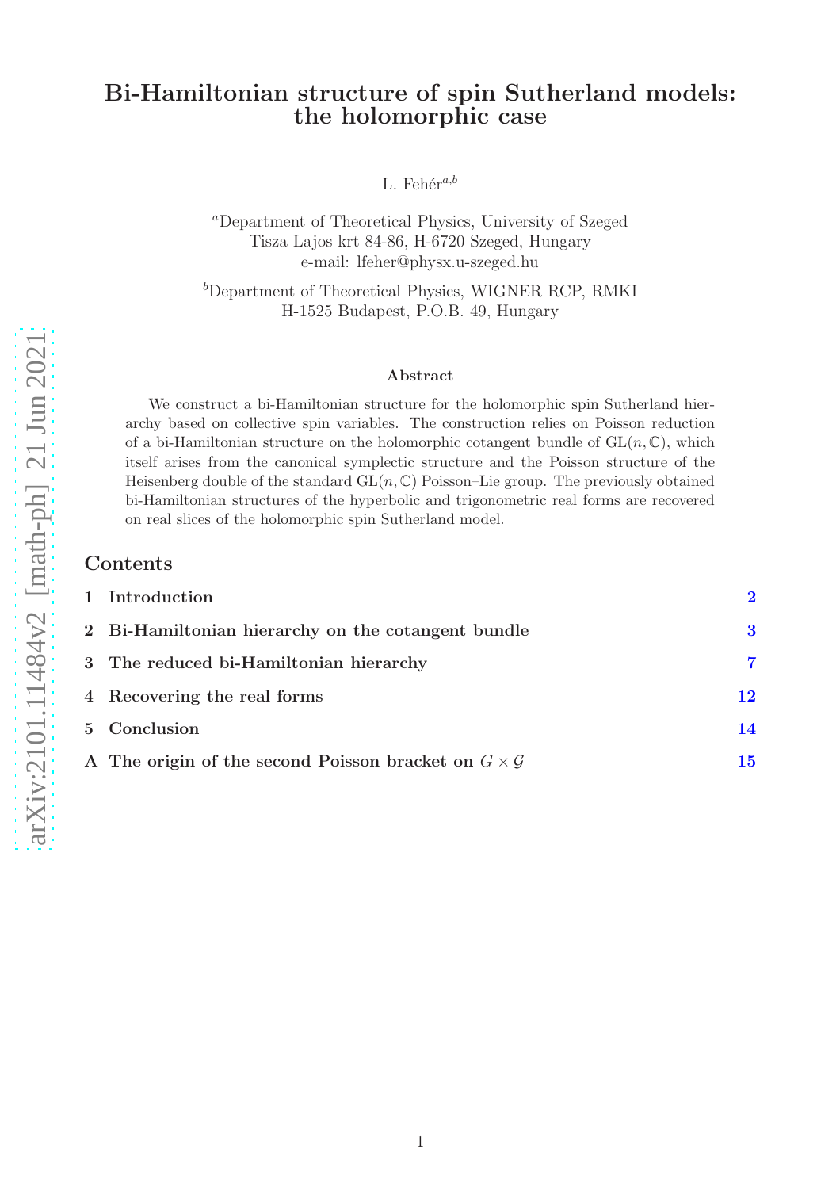# Bi-Hamiltonian structure of spin Sutherland models: the holomorphic case

L. Fehér[a,b]

[a]Department of Theoretical Physics, University of Szeged
Tisza Lajos krt 84-86, H-6720 Szeged, Hungary
e-mail: lfeher@physx.u-szeged.hu

[b]Department of Theoretical Physics, WIGNER RCP, RMKI
H-1525 Budapest, P.O.B. 49, Hungary

### Abstract

We construct a bi-Hamiltonian structure for the holomorphic spin Sutherland hierarchy based on collective spin variables. The construction relies on Poisson reduction of a bi-Hamiltonian structure on the holomorphic cotangent bundle of $\mathrm{GL}(n, \mathbb{C})$, which itself arises from the canonical symplectic structure and the Poisson structure of the Heisenberg double of the standard $\mathrm{GL}(n, \mathbb{C})$ Poisson–Lie group. The previously obtained bi-Hamiltonian structures of the hyperbolic and trigonometric real forms are recovered on real slices of the holomorphic spin Sutherland model.

## Contents

1 Introduction — 2

2 Bi-Hamiltonian hierarchy on the cotangent bundle — 3

3 The reduced bi-Hamiltonian hierarchy — 7

4 Recovering the real forms — 12

5 Conclusion — 14

A The origin of the second Poisson bracket on $G \times \mathcal{G}$ — 15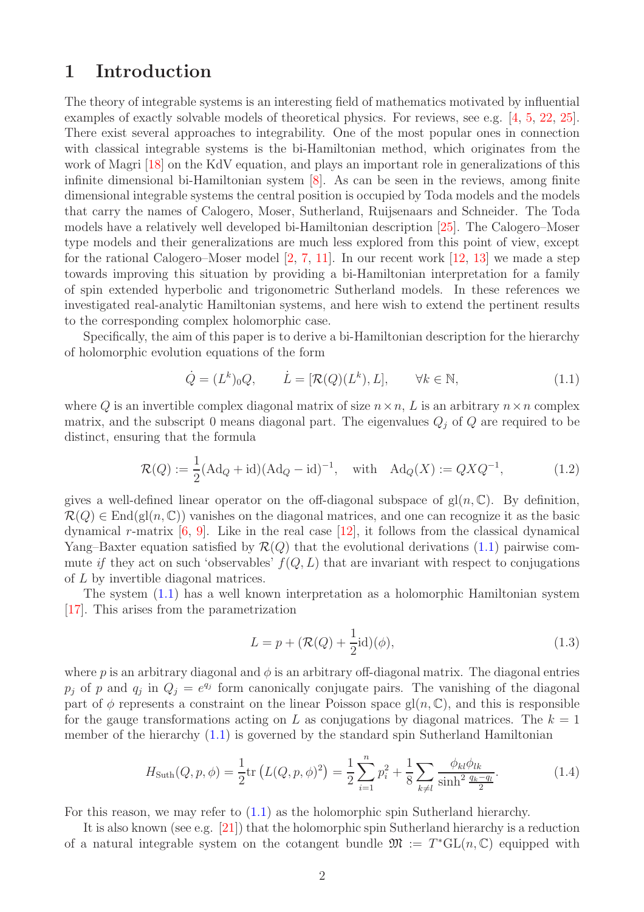# 1 Introduction

The theory of integrable systems is an interesting field of mathematics motivated by influential examples of exactly solvable models of theoretical physics. For reviews, see e.g. [4, 5, 22, 25]. There exist several approaches to integrability. One of the most popular ones in connection with classical integrable systems is the bi-Hamiltonian method, which originates from the work of Magri [18] on the KdV equation, and plays an important role in generalizations of this infinite dimensional bi-Hamiltonian system [8]. As can be seen in the reviews, among finite dimensional integrable systems the central position is occupied by Toda models and the models that carry the names of Calogero, Moser, Sutherland, Ruijsenaars and Schneider. The Toda models have a relatively well developed bi-Hamiltonian description [25]. The Calogero–Moser type models and their generalizations are much less explored from this point of view, except for the rational Calogero–Moser model [2, 7, 11]. In our recent work [12, 13] we made a step towards improving this situation by providing a bi-Hamiltonian interpretation for a family of spin extended hyperbolic and trigonometric Sutherland models. In these references we investigated real-analytic Hamiltonian systems, and here wish to extend the pertinent results to the corresponding complex holomorphic case.

Specifically, the aim of this paper is to derive a bi-Hamiltonian description for the hierarchy of holomorphic evolution equations of the form

$$\dot{Q} = (L^k)_0 Q, \qquad \dot{L} = [\mathcal{R}(Q)(L^k), L], \qquad \forall k \in \mathbb{N}, \tag{1.1}$$

where $Q$ is an invertible complex diagonal matrix of size $n \times n$, $L$ is an arbitrary $n \times n$ complex matrix, and the subscript 0 means diagonal part. The eigenvalues $Q_j$ of $Q$ are required to be distinct, ensuring that the formula

$$\mathcal{R}(Q) := \frac{1}{2}(\mathrm{Ad}_Q + \mathrm{id})(\mathrm{Ad}_Q - \mathrm{id})^{-1}, \quad \text{with} \quad \mathrm{Ad}_Q(X) := QXQ^{-1}, \tag{1.2}$$

gives a well-defined linear operator on the off-diagonal subspace of $\mathrm{gl}(n, \mathbb{C})$. By definition, $\mathcal{R}(Q) \in \mathrm{End}(\mathrm{gl}(n, \mathbb{C}))$ vanishes on the diagonal matrices, and one can recognize it as the basic dynamical $r$-matrix [6, 9]. Like in the real case [12], it follows from the classical dynamical Yang–Baxter equation satisfied by $\mathcal{R}(Q)$ that the evolutional derivations (1.1) pairwise commute *if* they act on such 'observables' $f(Q, L)$ that are invariant with respect to conjugations of $L$ by invertible diagonal matrices.

The system (1.1) has a well known interpretation as a holomorphic Hamiltonian system [17]. This arises from the parametrization

$$L = p + (\mathcal{R}(Q) + \frac{1}{2}\mathrm{id})(\phi), \tag{1.3}$$

where $p$ is an arbitrary diagonal and $\phi$ is an arbitrary off-diagonal matrix. The diagonal entries $p_j$ of $p$ and $q_j$ in $Q_j = e^{q_j}$ form canonically conjugate pairs. The vanishing of the diagonal part of $\phi$ represents a constraint on the linear Poisson space $\mathrm{gl}(n, \mathbb{C})$, and this is responsible for the gauge transformations acting on $L$ as conjugations by diagonal matrices. The $k = 1$ member of the hierarchy (1.1) is governed by the standard spin Sutherland Hamiltonian

$$H_{\mathrm{Suth}}(Q, p, \phi) = \frac{1}{2}\mathrm{tr}\left(L(Q, p, \phi)^2\right) = \frac{1}{2}\sum_{i=1}^{n} p_i^2 + \frac{1}{8}\sum_{k \neq l} \frac{\phi_{kl}\phi_{lk}}{\sinh^2 \frac{q_k - q_l}{2}}. \tag{1.4}$$

For this reason, we may refer to (1.1) as the holomorphic spin Sutherland hierarchy.

It is also known (see e.g. [21]) that the holomorphic spin Sutherland hierarchy is a reduction of a natural integrable system on the cotangent bundle $\mathfrak{M} := T^*\mathrm{GL}(n, \mathbb{C})$ equipped with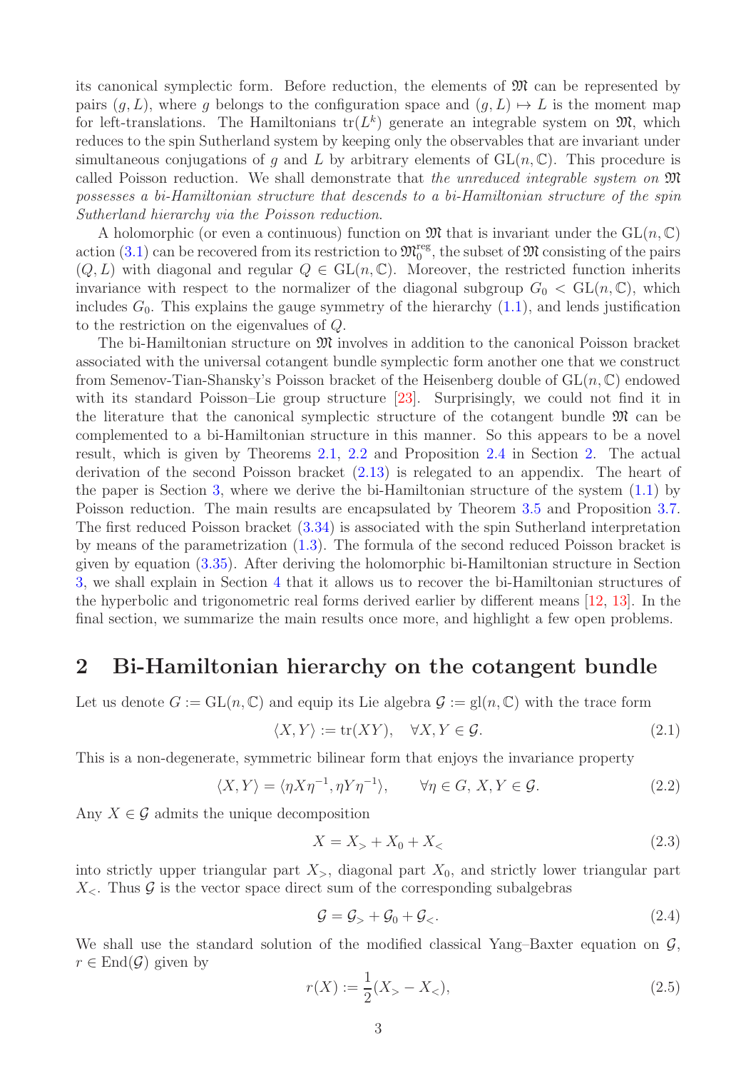its canonical symplectic form. Before reduction, the elements of $\mathfrak{M}$ can be represented by pairs $(g, L)$, where $g$ belongs to the configuration space and $(g, L) \mapsto L$ is the moment map for left-translations. The Hamiltonians $\mathrm{tr}(L^k)$ generate an integrable system on $\mathfrak{M}$, which reduces to the spin Sutherland system by keeping only the observables that are invariant under simultaneous conjugations of $g$ and $L$ by arbitrary elements of $\mathrm{GL}(n, \mathbb{C})$. This procedure is called Poisson reduction. We shall demonstrate that *the unreduced integrable system on $\mathfrak{M}$ possesses a bi-Hamiltonian structure that descends to a bi-Hamiltonian structure of the spin Sutherland hierarchy via the Poisson reduction*.

A holomorphic (or even a continuous) function on $\mathfrak{M}$ that is invariant under the $\mathrm{GL}(n, \mathbb{C})$ action (3.1) can be recovered from its restriction to $\mathfrak{M}_0^{\mathrm{reg}}$, the subset of $\mathfrak{M}$ consisting of the pairs $(Q, L)$ with diagonal and regular $Q \in \mathrm{GL}(n, \mathbb{C})$. Moreover, the restricted function inherits invariance with respect to the normalizer of the diagonal subgroup $G_0 < \mathrm{GL}(n, \mathbb{C})$, which includes $G_0$. This explains the gauge symmetry of the hierarchy (1.1), and lends justification to the restriction on the eigenvalues of $Q$.

The bi-Hamiltonian structure on $\mathfrak{M}$ involves in addition to the canonical Poisson bracket associated with the universal cotangent bundle symplectic form another one that we construct from Semenov-Tian-Shansky's Poisson bracket of the Heisenberg double of $\mathrm{GL}(n, \mathbb{C})$ endowed with its standard Poisson–Lie group structure [23]. Surprisingly, we could not find it in the literature that the canonical symplectic structure of the cotangent bundle $\mathfrak{M}$ can be complemented to a bi-Hamiltonian structure in this manner. So this appears to be a novel result, which is given by Theorems 2.1, 2.2 and Proposition 2.4 in Section 2. The actual derivation of the second Poisson bracket (2.13) is relegated to an appendix. The heart of the paper is Section 3, where we derive the bi-Hamiltonian structure of the system (1.1) by Poisson reduction. The main results are encapsulated by Theorem 3.5 and Proposition 3.7. The first reduced Poisson bracket (3.34) is associated with the spin Sutherland interpretation by means of the parametrization (1.3). The formula of the second reduced Poisson bracket is given by equation (3.35). After deriving the holomorphic bi-Hamiltonian structure in Section 3, we shall explain in Section 4 that it allows us to recover the bi-Hamiltonian structures of the hyperbolic and trigonometric real forms derived earlier by different means [12, 13]. In the final section, we summarize the main results once more, and highlight a few open problems.

## 2 Bi-Hamiltonian hierarchy on the cotangent bundle

Let us denote $G := \mathrm{GL}(n, \mathbb{C})$ and equip its Lie algebra $\mathcal{G} := \mathrm{gl}(n, \mathbb{C})$ with the trace form

$$\langle X, Y \rangle := \mathrm{tr}(XY), \quad \forall X, Y \in \mathcal{G}. \tag{2.1}$$

This is a non-degenerate, symmetric bilinear form that enjoys the invariance property

$$\langle X, Y \rangle = \langle \eta X \eta^{-1}, \eta Y \eta^{-1} \rangle, \qquad \forall \eta \in G,\, X, Y \in \mathcal{G}. \tag{2.2}$$

Any $X \in \mathcal{G}$ admits the unique decomposition

$$X = X_> + X_0 + X_< \tag{2.3}$$

into strictly upper triangular part $X_>$, diagonal part $X_0$, and strictly lower triangular part $X_<$. Thus $\mathcal{G}$ is the vector space direct sum of the corresponding subalgebras

$$\mathcal{G} = \mathcal{G}_> + \mathcal{G}_0 + \mathcal{G}_<. \tag{2.4}$$

We shall use the standard solution of the modified classical Yang–Baxter equation on $\mathcal{G}$, $r \in \mathrm{End}(\mathcal{G})$ given by

$$r(X) := \frac{1}{2}(X_> - X_<), \tag{2.5}$$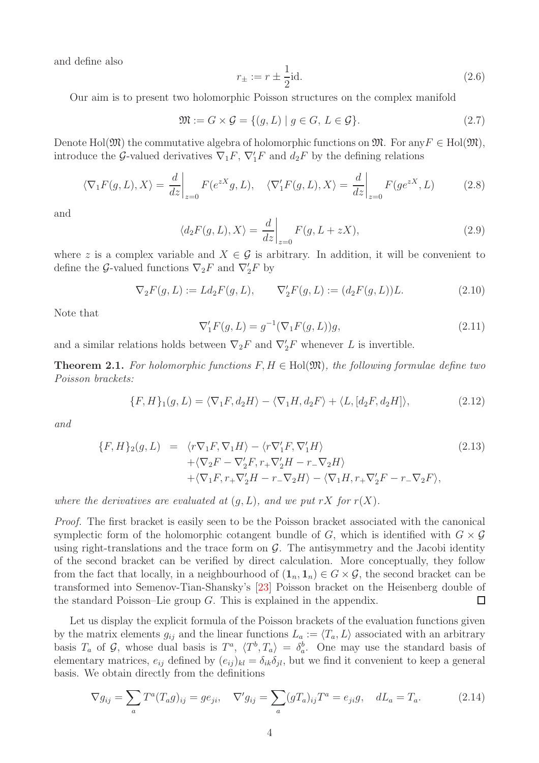and define also

$$r_{\pm} := r \pm \frac{1}{2}\mathrm{id}. \tag{2.6}$$

Our aim is to present two holomorphic Poisson structures on the complex manifold

$$\mathfrak{M} := G \times \mathcal{G} = \{(g, L) \mid g \in G,\ L \in \mathcal{G}\}. \tag{2.7}$$

Denote $\mathrm{Hol}(\mathfrak{M})$ the commutative algebra of holomorphic functions on $\mathfrak{M}$. For any$F \in \mathrm{Hol}(\mathfrak{M})$, introduce the $\mathcal{G}$-valued derivatives $\nabla_1 F$, $\nabla_1' F$ and $d_2 F$ by the defining relations

$$\langle \nabla_1 F(g,L), X\rangle = \frac{d}{dz}\bigg|_{z=0} F(e^{zX}g, L), \quad \langle \nabla_1' F(g,L), X\rangle = \frac{d}{dz}\bigg|_{z=0} F(ge^{zX}, L) \tag{2.8}$$

and

$$\langle d_2 F(g,L), X\rangle = \frac{d}{dz}\bigg|_{z=0} F(g, L + zX), \tag{2.9}$$

where $z$ is a complex variable and $X \in \mathcal{G}$ is arbitrary. In addition, it will be convenient to define the $\mathcal{G}$-valued functions $\nabla_2 F$ and $\nabla_2' F$ by

$$\nabla_2 F(g,L) := L d_2 F(g,L), \qquad \nabla_2' F(g,L) := (d_2 F(g,L))L. \tag{2.10}$$

Note that

$$\nabla_1' F(g,L) = g^{-1}(\nabla_1 F(g,L))g, \tag{2.11}$$

and a similar relations holds between $\nabla_2 F$ and $\nabla_2' F$ whenever $L$ is invertible.

**Theorem 2.1.** *For holomorphic functions $F, H \in \mathrm{Hol}(\mathfrak{M})$, the following formulae define two Poisson brackets:*

$$\{F, H\}_1(g, L) = \langle \nabla_1 F, d_2 H\rangle - \langle \nabla_1 H, d_2 F\rangle + \langle L, [d_2 F, d_2 H]\rangle, \tag{2.12}$$

*and*

$$\begin{aligned} \{F, H\}_2(g, L) &= \langle r\nabla_1 F, \nabla_1 H\rangle - \langle r\nabla_1' F, \nabla_1' H\rangle \\ &\quad + \langle \nabla_2 F - \nabla_2' F, r_+ \nabla_2' H - r_- \nabla_2 H\rangle \\ &\quad + \langle \nabla_1 F, r_+ \nabla_2' H - r_- \nabla_2 H\rangle - \langle \nabla_1 H, r_+ \nabla_2' F - r_- \nabla_2 F\rangle, \end{aligned} \tag{2.13}$$

*where the derivatives are evaluated at $(g, L)$, and we put $rX$ for $r(X)$.*

*Proof.* The first bracket is easily seen to be the Poisson bracket associated with the canonical symplectic form of the holomorphic cotangent bundle of $G$, which is identified with $G \times \mathcal{G}$ using right-translations and the trace form on $\mathcal{G}$. The antisymmetry and the Jacobi identity of the second bracket can be verified by direct calculation. More conceptually, they follow from the fact that locally, in a neighbourhood of $(\mathbf{1}_n, \mathbf{1}_n) \in G \times \mathcal{G}$, the second bracket can be transformed into Semenov-Tian-Shansky's [23] Poisson bracket on the Heisenberg double of the standard Poisson–Lie group $G$. This is explained in the appendix. $\square$

Let us display the explicit formula of the Poisson brackets of the evaluation functions given by the matrix elements $g_{ij}$ and the linear functions $L_a := \langle T_a, L\rangle$ associated with an arbitrary basis $T_a$ of $\mathcal{G}$, whose dual basis is $T^a$, $\langle T^b, T_a\rangle = \delta_a^b$. One may use the standard basis of elementary matrices, $e_{ij}$ defined by $(e_{ij})_{kl} = \delta_{ik}\delta_{jl}$, but we find it convenient to keep a general basis. We obtain directly from the definitions

$$\nabla g_{ij} = \sum_a T^a (T_a g)_{ij} = g e_{ji}, \quad \nabla' g_{ij} = \sum_a (g T_a)_{ij} T^a = e_{ji} g, \quad dL_a = T_a. \tag{2.14}$$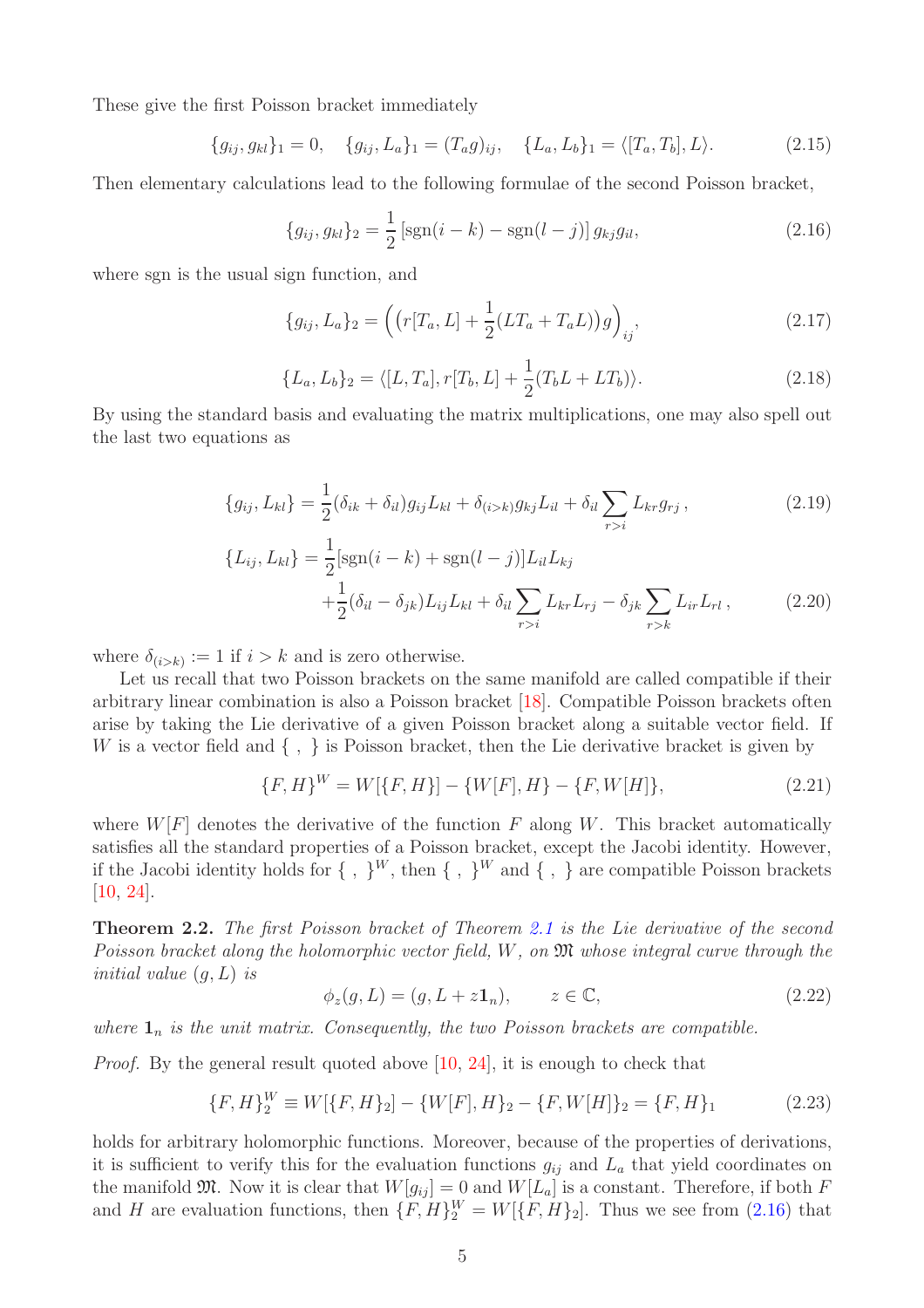These give the first Poisson bracket immediately

$$
\{g_{ij}, g_{kl}\}_1 = 0, \quad \{g_{ij}, L_a\}_1 = (T_a g)_{ij}, \quad \{L_a, L_b\}_1 = \langle [T_a, T_b], L\rangle. \tag{2.15}
$$

Then elementary calculations lead to the following formulae of the second Poisson bracket,

$$
\{g_{ij}, g_{kl}\}_2 = \frac{1}{2}\left[\mathrm{sgn}(i-k) - \mathrm{sgn}(l-j)\right] g_{kj} g_{il}, \tag{2.16}
$$

where sgn is the usual sign function, and

$$
\{g_{ij}, L_a\}_2 = \Big(\big(r[T_a, L] + \frac{1}{2}(LT_a + T_a L)\big) g\Big)_{ij}, \tag{2.17}
$$

$$
\{L_a, L_b\}_2 = \langle [L, T_a], r[T_b, L] + \frac{1}{2}(T_b L + L T_b)\rangle. \tag{2.18}
$$

By using the standard basis and evaluating the matrix multiplications, one may also spell out the last two equations as

$$
\{g_{ij}, L_{kl}\} = \frac{1}{2}(\delta_{ik} + \delta_{il}) g_{ij} L_{kl} + \delta_{(i>k)} g_{kj} L_{il} + \delta_{il} \sum_{r>i} L_{kr} g_{rj}\,, \tag{2.19}
$$

$$
\begin{aligned}
\{L_{ij}, L_{kl}\} = {} & \frac{1}{2}[\mathrm{sgn}(i-k) + \mathrm{sgn}(l-j)] L_{il} L_{kj} \\
& + \frac{1}{2}(\delta_{il} - \delta_{jk}) L_{ij} L_{kl} + \delta_{il} \sum_{r>i} L_{kr} L_{rj} - \delta_{jk} \sum_{r>k} L_{ir} L_{rl}\,,
\end{aligned} \tag{2.20}
$$

where $\delta_{(i>k)} := 1$ if $i > k$ and is zero otherwise.

Let us recall that two Poisson brackets on the same manifold are called compatible if their arbitrary linear combination is also a Poisson bracket [18]. Compatible Poisson brackets often arise by taking the Lie derivative of a given Poisson bracket along a suitable vector field. If $W$ is a vector field and $\{\ ,\ \}$ is Poisson bracket, then the Lie derivative bracket is given by

$$
\{F, H\}^W = W[\{F, H\}] - \{W[F], H\} - \{F, W[H]\}, \tag{2.21}
$$

where $W[F]$ denotes the derivative of the function $F$ along $W$. This bracket automatically satisfies all the standard properties of a Poisson bracket, except the Jacobi identity. However, if the Jacobi identity holds for $\{\ ,\ \}^W$, then $\{\ ,\ \}^W$ and $\{\ ,\ \}$ are compatible Poisson brackets [10, 24].

**Theorem 2.2.** *The first Poisson bracket of Theorem 2.1 is the Lie derivative of the second Poisson bracket along the holomorphic vector field, $W$, on $\mathfrak{M}$ whose integral curve through the initial value $(g, L)$ is*

$$
\phi_z(g, L) = (g, L + z\mathbf{1}_n), \qquad z \in \mathbb{C}, \tag{2.22}
$$

*where $\mathbf{1}_n$ is the unit matrix. Consequently, the two Poisson brackets are compatible.*

*Proof.* By the general result quoted above [10, 24], it is enough to check that

$$
\{F, H\}_2^W \equiv W[\{F, H\}_2] - \{W[F], H\}_2 - \{F, W[H]\}_2 = \{F, H\}_1 \tag{2.23}
$$

holds for arbitrary holomorphic functions. Moreover, because of the properties of derivations, it is sufficient to verify this for the evaluation functions $g_{ij}$ and $L_a$ that yield coordinates on the manifold $\mathfrak{M}$. Now it is clear that $W[g_{ij}] = 0$ and $W[L_a]$ is a constant. Therefore, if both $F$ and $H$ are evaluation functions, then $\{F, H\}_2^W = W[\{F, H\}_2]$. Thus we see from (2.16) that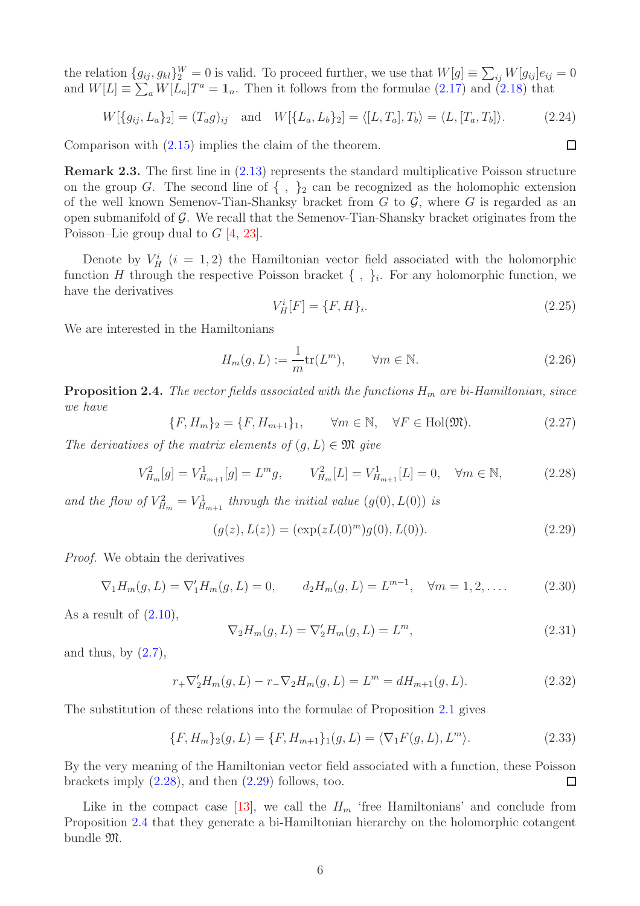the relation $\{g_{ij}, g_{kl}\}_2^W = 0$ is valid. To proceed further, we use that $W[g] \equiv \sum_{ij} W[g_{ij}]e_{ij} = 0$ and $W[L] \equiv \sum_a W[L_a]T^a = \mathbf{1}_n$. Then it follows from the formulae (2.17) and (2.18) that

$$W[\{g_{ij}, L_a\}_2] = (T_a g)_{ij} \quad \text{and} \quad W[\{L_a, L_b\}_2] = \langle [L, T_a], T_b\rangle = \langle L, [T_a, T_b]\rangle. \tag{2.24}$$

Comparison with (2.15) implies the claim of the theorem. □

**Remark 2.3.** The first line in (2.13) represents the standard multiplicative Poisson structure on the group $G$. The second line of $\{\ ,\ \}_2$ can be recognized as the holomophic extension of the well known Semenov-Tian-Shanksy bracket from $G$ to $\mathcal{G}$, where $G$ is regarded as an open submanifold of $\mathcal{G}$. We recall that the Semenov-Tian-Shansky bracket originates from the Poisson–Lie group dual to $G$ [4, 23].

Denote by $V_H^i$ $(i = 1, 2)$ the Hamiltonian vector field associated with the holomorphic function $H$ through the respective Poisson bracket $\{\ ,\ \}_i$. For any holomorphic function, we have the derivatives

$$V_H^i[F] = \{F, H\}_i. \tag{2.25}$$

We are interested in the Hamiltonians

$$H_m(g, L) := \frac{1}{m}\mathrm{tr}(L^m), \qquad \forall m \in \mathbb{N}. \tag{2.26}$$

**Proposition 2.4.** *The vector fields associated with the functions $H_m$ are bi-Hamiltonian, since we have*

$$\{F, H_m\}_2 = \{F, H_{m+1}\}_1, \qquad \forall m \in \mathbb{N}, \quad \forall F \in \mathrm{Hol}(\mathfrak{M}). \tag{2.27}$$

*The derivatives of the matrix elements of $(g, L) \in \mathfrak{M}$ give*

$$V_{H_m}^2[g] = V_{H_{m+1}}^1[g] = L^m g, \qquad V_{H_m}^2[L] = V_{H_{m+1}}^1[L] = 0, \quad \forall m \in \mathbb{N}, \tag{2.28}$$

*and the flow of $V_{H_m}^2 = V_{H_{m+1}}^1$ through the initial value $(g(0), L(0))$ is*

$$(g(z), L(z)) = (\exp(zL(0)^m)g(0), L(0)). \tag{2.29}$$

*Proof.* We obtain the derivatives

$$\nabla_1 H_m(g, L) = \nabla_1' H_m(g, L) = 0, \qquad d_2 H_m(g, L) = L^{m-1}, \quad \forall m = 1, 2, \ldots. \tag{2.30}$$

As a result of (2.10),

$$\nabla_2 H_m(g, L) = \nabla_2' H_m(g, L) = L^m, \tag{2.31}$$

and thus, by (2.7),

$$r_+ \nabla_2' H_m(g, L) - r_- \nabla_2 H_m(g, L) = L^m = dH_{m+1}(g, L). \tag{2.32}$$

The substitution of these relations into the formulae of Proposition 2.1 gives

$$\{F, H_m\}_2(g, L) = \{F, H_{m+1}\}_1(g, L) = \langle \nabla_1 F(g, L), L^m\rangle. \tag{2.33}$$

By the very meaning of the Hamiltonian vector field associated with a function, these Poisson brackets imply (2.28), and then (2.29) follows, too. □

Like in the compact case [13], we call the $H_m$ 'free Hamiltonians' and conclude from Proposition 2.4 that they generate a bi-Hamiltonian hierarchy on the holomorphic cotangent bundle $\mathfrak{M}$.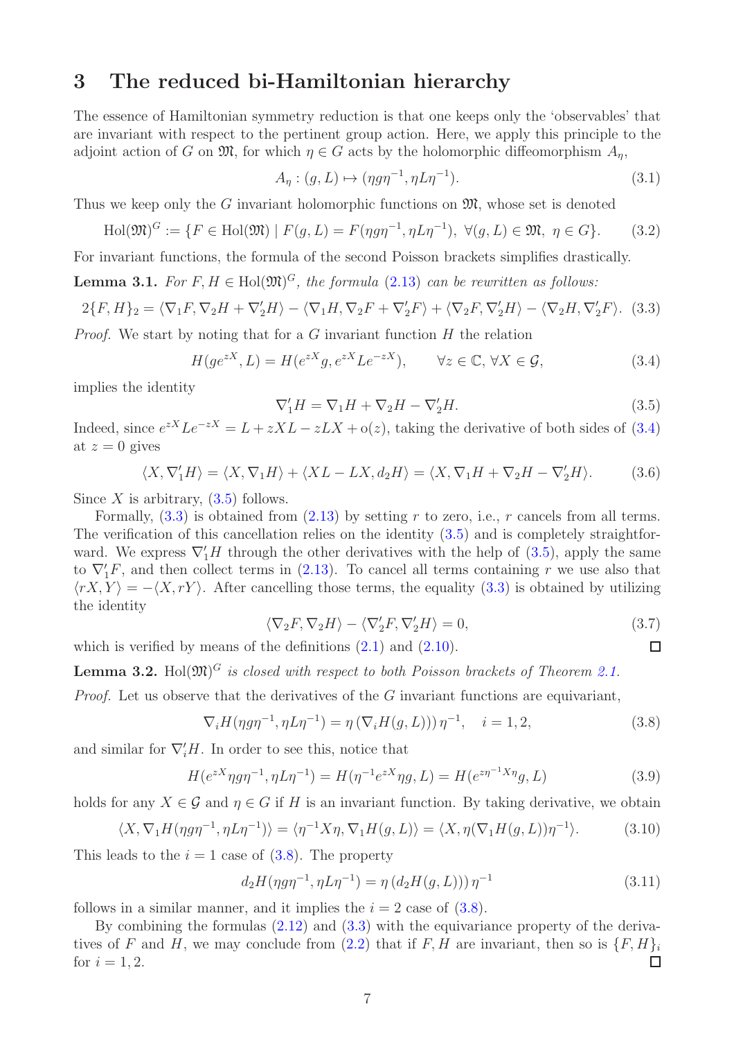# 3 The reduced bi-Hamiltonian hierarchy

The essence of Hamiltonian symmetry reduction is that one keeps only the 'observables' that are invariant with respect to the pertinent group action. Here, we apply this principle to the adjoint action of $G$ on $\mathfrak{M}$, for which $\eta \in G$ acts by the holomorphic diffeomorphism $A_\eta$,

$$A_\eta : (g, L) \mapsto (\eta g \eta^{-1}, \eta L \eta^{-1}). \tag{3.1}$$

Thus we keep only the $G$ invariant holomorphic functions on $\mathfrak{M}$, whose set is denoted

$$\mathrm{Hol}(\mathfrak{M})^G := \{F \in \mathrm{Hol}(\mathfrak{M}) \mid F(g, L) = F(\eta g \eta^{-1}, \eta L \eta^{-1}),\ \forall (g, L) \in \mathfrak{M},\ \eta \in G\}. \tag{3.2}$$

For invariant functions, the formula of the second Poisson brackets simplifies drastically.

**Lemma 3.1.** *For $F, H \in \mathrm{Hol}(\mathfrak{M})^G$, the formula (2.13) can be rewritten as follows:*

$$2\{F, H\}_2 = \langle \nabla_1 F, \nabla_2 H + \nabla_2' H\rangle - \langle \nabla_1 H, \nabla_2 F + \nabla_2' F\rangle + \langle \nabla_2 F, \nabla_2' H\rangle - \langle \nabla_2 H, \nabla_2' F\rangle. \tag{3.3}$$

*Proof.* We start by noting that for a $G$ invariant function $H$ the relation

$$H(ge^{zX}, L) = H(e^{zX} g, e^{zX} L e^{-zX}), \qquad \forall z \in \mathbb{C}, \forall X \in \mathcal{G}, \tag{3.4}$$

implies the identity

$$\nabla_1' H = \nabla_1 H + \nabla_2 H - \nabla_2' H. \tag{3.5}$$

Indeed, since $e^{zX} L e^{-zX} = L + zXL - zLX + \mathrm{o}(z)$, taking the derivative of both sides of (3.4) at $z = 0$ gives

$$\langle X, \nabla_1' H\rangle = \langle X, \nabla_1 H\rangle + \langle XL - LX, d_2 H\rangle = \langle X, \nabla_1 H + \nabla_2 H - \nabla_2' H\rangle. \tag{3.6}$$

Since $X$ is arbitrary, (3.5) follows.

Formally, (3.3) is obtained from (2.13) by setting $r$ to zero, i.e., $r$ cancels from all terms. The verification of this cancellation relies on the identity (3.5) and is completely straightforward. We express $\nabla_1' H$ through the other derivatives with the help of (3.5), apply the same to $\nabla_1' F$, and then collect terms in (2.13). To cancel all terms containing $r$ we use also that $\langle rX, Y\rangle = -\langle X, rY\rangle$. After cancelling those terms, the equality (3.3) is obtained by utilizing the identity

$$\langle \nabla_2 F, \nabla_2 H\rangle - \langle \nabla_2' F, \nabla_2' H\rangle = 0, \tag{3.7}$$

which is verified by means of the definitions (2.1) and (2.10). $\square$

**Lemma 3.2.** $\mathrm{Hol}(\mathfrak{M})^G$ *is closed with respect to both Poisson brackets of Theorem 2.1.*

*Proof.* Let us observe that the derivatives of the $G$ invariant functions are equivariant,

$$\nabla_i H(\eta g \eta^{-1}, \eta L \eta^{-1}) = \eta \left(\nabla_i H(g, L)\right) \eta^{-1}, \quad i = 1, 2, \tag{3.8}$$

and similar for $\nabla_i' H$. In order to see this, notice that

$$H(e^{zX} \eta g \eta^{-1}, \eta L \eta^{-1}) = H(\eta^{-1} e^{zX} \eta g, L) = H(e^{z\eta^{-1} X \eta} g, L) \tag{3.9}$$

holds for any $X \in \mathcal{G}$ and $\eta \in G$ if $H$ is an invariant function. By taking derivative, we obtain

$$\langle X, \nabla_1 H(\eta g \eta^{-1}, \eta L \eta^{-1})\rangle = \langle \eta^{-1} X \eta, \nabla_1 H(g, L)\rangle = \langle X, \eta(\nabla_1 H(g, L))\eta^{-1}\rangle. \tag{3.10}$$

This leads to the $i = 1$ case of (3.8). The property

$$d_2 H(\eta g \eta^{-1}, \eta L \eta^{-1}) = \eta \left(d_2 H(g, L)\right) \eta^{-1} \tag{3.11}$$

follows in a similar manner, and it implies the $i = 2$ case of (3.8).

By combining the formulas (2.12) and (3.3) with the equivariance property of the derivatives of $F$ and $H$, we may conclude from (2.2) that if $F, H$ are invariant, then so is $\{F, H\}_i$ for $i = 1, 2$. $\square$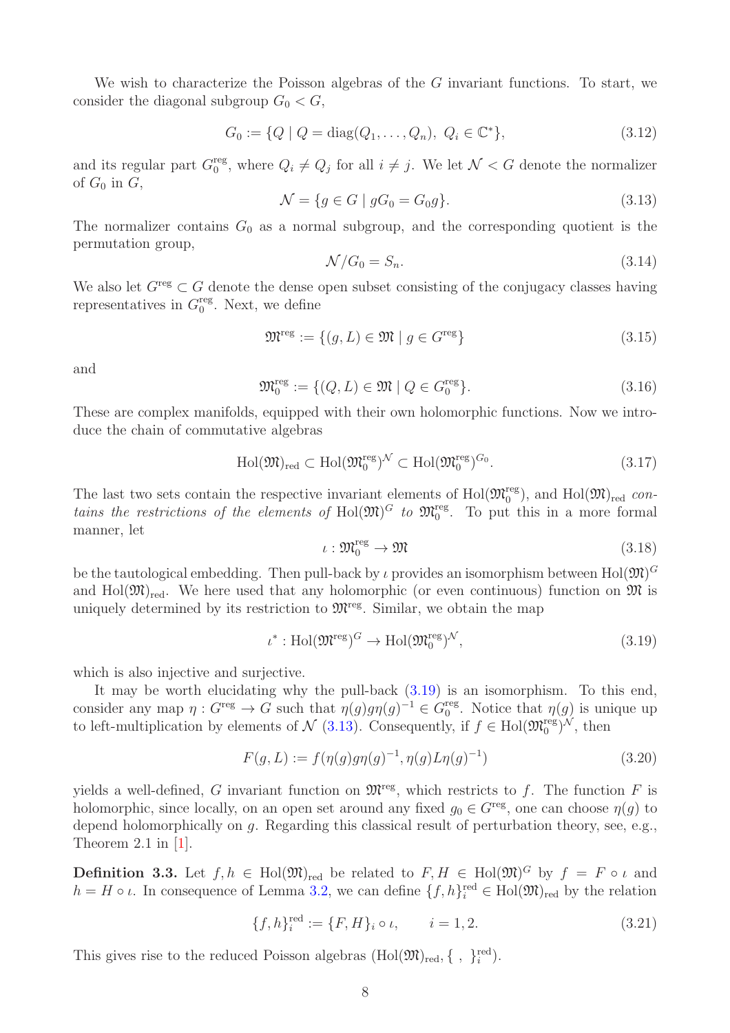We wish to characterize the Poisson algebras of the $G$ invariant functions. To start, we consider the diagonal subgroup $G_0 < G$,

$$G_0 := \{Q \mid Q = \mathrm{diag}(Q_1, \dots, Q_n),\ Q_i \in \mathbb{C}^*\}, \tag{3.12}$$

and its regular part $G_0^{\mathrm{reg}}$, where $Q_i \neq Q_j$ for all $i \neq j$. We let $\mathcal{N} < G$ denote the normalizer of $G_0$ in $G$,

$$\mathcal{N} = \{g \in G \mid gG_0 = G_0 g\}. \tag{3.13}$$

The normalizer contains $G_0$ as a normal subgroup, and the corresponding quotient is the permutation group,

$$\mathcal{N}/G_0 = S_n. \tag{3.14}$$

We also let $G^{\mathrm{reg}} \subset G$ denote the dense open subset consisting of the conjugacy classes having representatives in $G_0^{\mathrm{reg}}$. Next, we define

$$\mathfrak{M}^{\mathrm{reg}} := \{(g, L) \in \mathfrak{M} \mid g \in G^{\mathrm{reg}}\} \tag{3.15}$$

and

$$\mathfrak{M}_0^{\mathrm{reg}} := \{(Q, L) \in \mathfrak{M} \mid Q \in G_0^{\mathrm{reg}}\}. \tag{3.16}$$

These are complex manifolds, equipped with their own holomorphic functions. Now we introduce the chain of commutative algebras

$$\mathrm{Hol}(\mathfrak{M})_{\mathrm{red}} \subset \mathrm{Hol}(\mathfrak{M}_0^{\mathrm{reg}})^{\mathcal{N}} \subset \mathrm{Hol}(\mathfrak{M}_0^{\mathrm{reg}})^{G_0}. \tag{3.17}$$

The last two sets contain the respective invariant elements of $\mathrm{Hol}(\mathfrak{M}_0^{\mathrm{reg}})$, and $\mathrm{Hol}(\mathfrak{M})_{\mathrm{red}}$ *contains the restrictions of the elements of* $\mathrm{Hol}(\mathfrak{M})^G$ *to* $\mathfrak{M}_0^{\mathrm{reg}}$. To put this in a more formal manner, let

$$\iota : \mathfrak{M}_0^{\mathrm{reg}} \to \mathfrak{M} \tag{3.18}$$

be the tautological embedding. Then pull-back by $\iota$ provides an isomorphism between $\mathrm{Hol}(\mathfrak{M})^G$ and $\mathrm{Hol}(\mathfrak{M})_{\mathrm{red}}$. We here used that any holomorphic (or even continuous) function on $\mathfrak{M}$ is uniquely determined by its restriction to $\mathfrak{M}^{\mathrm{reg}}$. Similar, we obtain the map

$$\iota^* : \mathrm{Hol}(\mathfrak{M}^{\mathrm{reg}})^G \to \mathrm{Hol}(\mathfrak{M}_0^{\mathrm{reg}})^{\mathcal{N}}, \tag{3.19}$$

which is also injective and surjective.

It may be worth elucidating why the pull-back (3.19) is an isomorphism. To this end, consider any map $\eta : G^{\mathrm{reg}} \to G$ such that $\eta(g) g \eta(g)^{-1} \in G_0^{\mathrm{reg}}$. Notice that $\eta(g)$ is unique up to left-multiplication by elements of $\mathcal{N}$ (3.13). Consequently, if $f \in \mathrm{Hol}(\mathfrak{M}_0^{\mathrm{reg}})^{\mathcal{N}}$, then

$$F(g, L) := f(\eta(g) g \eta(g)^{-1}, \eta(g) L \eta(g)^{-1}) \tag{3.20}$$

yields a well-defined, $G$ invariant function on $\mathfrak{M}^{\mathrm{reg}}$, which restricts to $f$. The function $F$ is holomorphic, since locally, on an open set around any fixed $g_0 \in G^{\mathrm{reg}}$, one can choose $\eta(g)$ to depend holomorphically on $g$. Regarding this classical result of perturbation theory, see, e.g., Theorem 2.1 in [1].

**Definition 3.3.** Let $f, h \in \mathrm{Hol}(\mathfrak{M})_{\mathrm{red}}$ be related to $F, H \in \mathrm{Hol}(\mathfrak{M})^G$ by $f = F \circ \iota$ and $h = H \circ \iota$. In consequence of Lemma 3.2, we can define $\{f, h\}_i^{\mathrm{red}} \in \mathrm{Hol}(\mathfrak{M})_{\mathrm{red}}$ by the relation

$$\{f, h\}_i^{\mathrm{red}} := \{F, H\}_i \circ \iota, \qquad i = 1, 2. \tag{3.21}$$

This gives rise to the reduced Poisson algebras $(\mathrm{Hol}(\mathfrak{M})_{\mathrm{red}}, \{\ ,\ \}_i^{\mathrm{red}})$.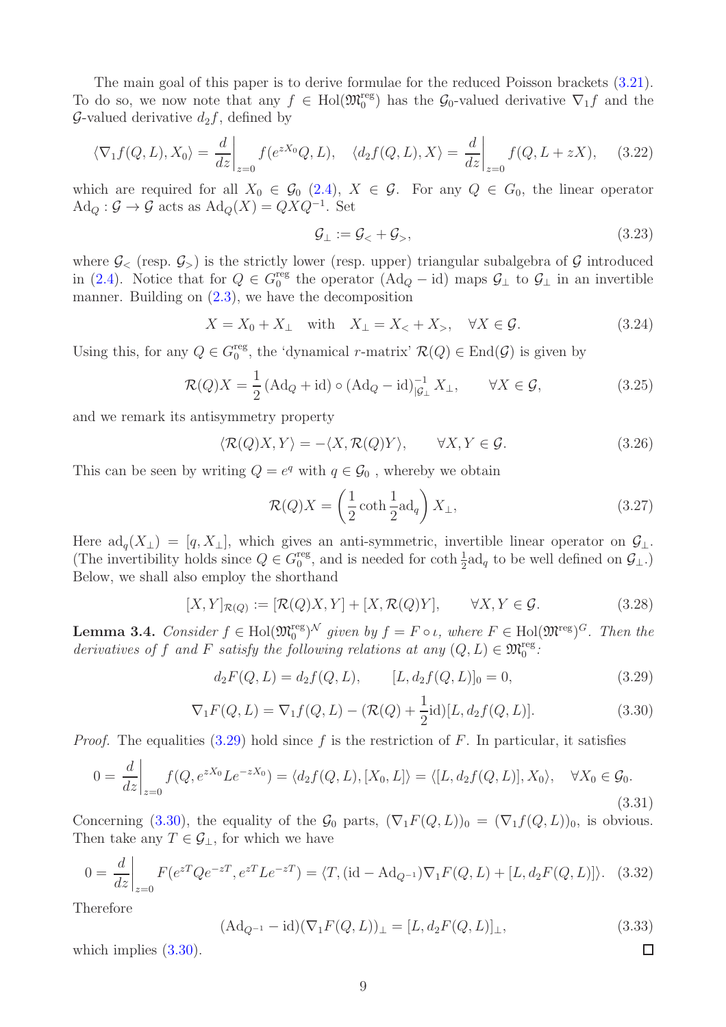The main goal of this paper is to derive formulae for the reduced Poisson brackets (3.21). To do so, we now note that any $f \in \mathrm{Hol}(\mathfrak{M}_0^{\mathrm{reg}})$ has the $\mathcal{G}_0$-valued derivative $\nabla_1 f$ and the $\mathcal{G}$-valued derivative $d_2 f$, defined by

$$\langle \nabla_1 f(Q,L), X_0 \rangle = \frac{d}{dz}\bigg|_{z=0} f(e^{zX_0}Q, L), \quad \langle d_2 f(Q,L), X \rangle = \frac{d}{dz}\bigg|_{z=0} f(Q, L + zX), \tag{3.22}$$

which are required for all $X_0 \in \mathcal{G}_0$ (2.4), $X \in \mathcal{G}$. For any $Q \in G_0$, the linear operator $\mathrm{Ad}_Q : \mathcal{G} \to \mathcal{G}$ acts as $\mathrm{Ad}_Q(X) = QXQ^{-1}$. Set

$$\mathcal{G}_\perp := \mathcal{G}_< + \mathcal{G}_>, \tag{3.23}$$

where $\mathcal{G}_<$ (resp. $\mathcal{G}_>$) is the strictly lower (resp. upper) triangular subalgebra of $\mathcal{G}$ introduced in (2.4). Notice that for $Q \in G_0^{\mathrm{reg}}$ the operator $(\mathrm{Ad}_Q - \mathrm{id})$ maps $\mathcal{G}_\perp$ to $\mathcal{G}_\perp$ in an invertible manner. Building on (2.3), we have the decomposition

$$X = X_0 + X_\perp \quad \text{with} \quad X_\perp = X_< + X_>, \quad \forall X \in \mathcal{G}. \tag{3.24}$$

Using this, for any $Q \in G_0^{\mathrm{reg}}$, the 'dynamical $r$-matrix' $\mathcal{R}(Q) \in \mathrm{End}(\mathcal{G})$ is given by

$$\mathcal{R}(Q)X = \frac{1}{2}\left(\mathrm{Ad}_Q + \mathrm{id}\right) \circ \left(\mathrm{Ad}_Q - \mathrm{id}\right)^{-1}_{|\mathcal{G}_\perp} X_\perp, \qquad \forall X \in \mathcal{G}, \tag{3.25}$$

and we remark its antisymmetry property

$$\langle \mathcal{R}(Q)X, Y \rangle = -\langle X, \mathcal{R}(Q)Y \rangle, \qquad \forall X, Y \in \mathcal{G}. \tag{3.26}$$

This can be seen by writing $Q = e^q$ with $q \in \mathcal{G}_0$ , whereby we obtain

$$\mathcal{R}(Q)X = \left(\frac{1}{2}\coth\frac{1}{2}\mathrm{ad}_q\right) X_\perp, \tag{3.27}$$

Here $\mathrm{ad}_q(X_\perp) = [q, X_\perp]$, which gives an anti-symmetric, invertible linear operator on $\mathcal{G}_\perp$. (The invertibility holds since $Q \in G_0^{\mathrm{reg}}$, and is needed for $\coth\frac{1}{2}\mathrm{ad}_q$ to be well defined on $\mathcal{G}_\perp$.) Below, we shall also employ the shorthand

$$[X, Y]_{\mathcal{R}(Q)} := [\mathcal{R}(Q)X, Y] + [X, \mathcal{R}(Q)Y], \qquad \forall X, Y \in \mathcal{G}. \tag{3.28}$$

**Lemma 3.4.** *Consider $f \in \mathrm{Hol}(\mathfrak{M}_0^{\mathrm{reg}})^{\mathcal{N}}$ given by $f = F \circ \iota$, where $F \in \mathrm{Hol}(\mathfrak{M}^{\mathrm{reg}})^G$. Then the derivatives of $f$ and $F$ satisfy the following relations at any $(Q, L) \in \mathfrak{M}_0^{\mathrm{reg}}$:*

$$d_2 F(Q,L) = d_2 f(Q,L), \qquad [L, d_2 f(Q,L)]_0 = 0, \tag{3.29}$$

$$\nabla_1 F(Q,L) = \nabla_1 f(Q,L) - (\mathcal{R}(Q) + \frac{1}{2}\mathrm{id})[L, d_2 f(Q,L)]. \tag{3.30}$$

*Proof.* The equalities (3.29) hold since $f$ is the restriction of $F$. In particular, it satisfies

$$0 = \frac{d}{dz}\bigg|_{z=0} f(Q, e^{zX_0}Le^{-zX_0}) = \langle d_2 f(Q,L), [X_0, L] \rangle = \langle [L, d_2 f(Q,L)], X_0 \rangle, \quad \forall X_0 \in \mathcal{G}_0. \tag{3.31}$$

Concerning (3.30), the equality of the $\mathcal{G}_0$ parts, $(\nabla_1 F(Q,L))_0 = (\nabla_1 f(Q,L))_0$, is obvious. Then take any $T \in \mathcal{G}_\perp$, for which we have

$$0 = \frac{d}{dz}\bigg|_{z=0} F(e^{zT}Qe^{-zT}, e^{zT}Le^{-zT}) = \langle T, (\mathrm{id} - \mathrm{Ad}_{Q^{-1}})\nabla_1 F(Q,L) + [L, d_2 F(Q,L)] \rangle. \tag{3.32}$$

Therefore

$$(\mathrm{Ad}_{Q^{-1}} - \mathrm{id})(\nabla_1 F(Q,L))_\perp = [L, d_2 F(Q,L)]_\perp, \tag{3.33}$$

which implies (3.30). $\square$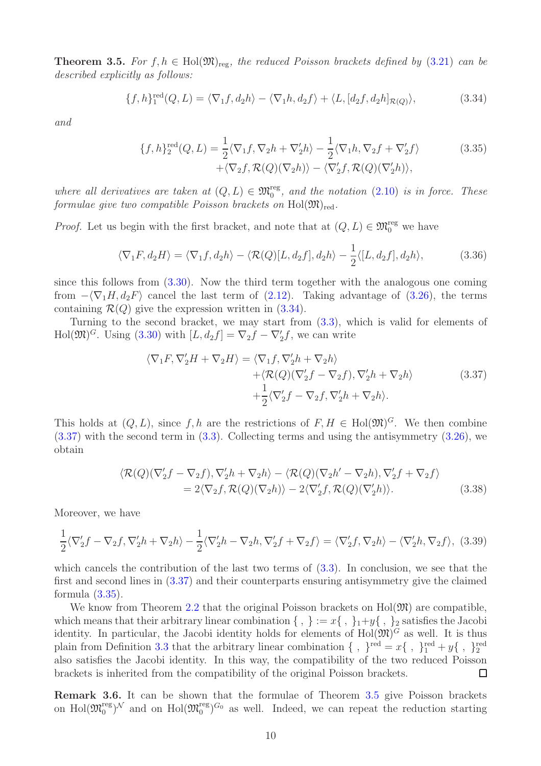**Theorem 3.5.** *For $f, h \in \mathrm{Hol}(\mathfrak{M})_{\mathrm{reg}}$, the reduced Poisson brackets defined by (3.21) can be described explicitly as follows:*

$$\{f,h\}_1^{\mathrm{red}}(Q,L) = \langle \nabla_1 f, d_2 h\rangle - \langle \nabla_1 h, d_2 f\rangle + \langle L, [d_2 f, d_2 h]_{\mathcal{R}(Q)}\rangle, \tag{3.34}$$

*and*

$$\begin{aligned}\{f,h\}_2^{\mathrm{red}}(Q,L) = &\frac{1}{2}\langle \nabla_1 f, \nabla_2 h + \nabla_2' h\rangle - \frac{1}{2}\langle \nabla_1 h, \nabla_2 f + \nabla_2' f\rangle \\ &+\langle \nabla_2 f, \mathcal{R}(Q)(\nabla_2 h)\rangle - \langle \nabla_2' f, \mathcal{R}(Q)(\nabla_2' h)\rangle,\end{aligned} \tag{3.35}$$

*where all derivatives are taken at $(Q,L) \in \mathfrak{M}_0^{\mathrm{reg}}$, and the notation (2.10) is in force. These formulae give two compatible Poisson brackets on $\mathrm{Hol}(\mathfrak{M})_{\mathrm{red}}$.*

*Proof.* Let us begin with the first bracket, and note that at $(Q,L) \in \mathfrak{M}_0^{\mathrm{reg}}$ we have

$$\langle \nabla_1 F, d_2 H\rangle = \langle \nabla_1 f, d_2 h\rangle - \langle \mathcal{R}(Q)[L, d_2 f], d_2 h\rangle - \frac{1}{2}\langle [L, d_2 f], d_2 h\rangle, \tag{3.36}$$

since this follows from (3.30). Now the third term together with the analogous one coming from $-\langle \nabla_1 H, d_2 F\rangle$ cancel the last term of (2.12). Taking advantage of (3.26), the terms containing $\mathcal{R}(Q)$ give the expression written in (3.34).

Turning to the second bracket, we may start from (3.3), which is valid for elements of $\mathrm{Hol}(\mathfrak{M})^G$. Using (3.30) with $[L, d_2 f] = \nabla_2 f - \nabla_2' f$, we can write

$$\begin{aligned}\langle \nabla_1 F, \nabla_2' H + \nabla_2 H\rangle = &\langle \nabla_1 f, \nabla_2' h + \nabla_2 h\rangle \\ &+\langle \mathcal{R}(Q)(\nabla_2' f - \nabla_2 f), \nabla_2' h + \nabla_2 h\rangle \\ &+\frac{1}{2}\langle \nabla_2' f - \nabla_2 f, \nabla_2' h + \nabla_2 h\rangle.\end{aligned} \tag{3.37}$$

This holds at $(Q,L)$, since $f,h$ are the restrictions of $F,H \in \mathrm{Hol}(\mathfrak{M})^G$. We then combine (3.37) with the second term in (3.3). Collecting terms and using the antisymmetry (3.26), we obtain

$$\begin{aligned}&\langle \mathcal{R}(Q)(\nabla_2' f - \nabla_2 f), \nabla_2' h + \nabla_2 h\rangle - \langle \mathcal{R}(Q)(\nabla_2 h' - \nabla_2 h), \nabla_2' f + \nabla_2 f\rangle \\ &\qquad = 2\langle \nabla_2 f, \mathcal{R}(Q)(\nabla_2 h)\rangle - 2\langle \nabla_2' f, \mathcal{R}(Q)(\nabla_2' h)\rangle.\end{aligned} \tag{3.38}$$

Moreover, we have

$$\frac{1}{2}\langle \nabla_2' f - \nabla_2 f, \nabla_2' h + \nabla_2 h\rangle - \frac{1}{2}\langle \nabla_2' h - \nabla_2 h, \nabla_2' f + \nabla_2 f\rangle = \langle \nabla_2' f, \nabla_2 h\rangle - \langle \nabla_2' h, \nabla_2 f\rangle, \tag{3.39}$$

which cancels the contribution of the last two terms of (3.3). In conclusion, we see that the first and second lines in (3.37) and their counterparts ensuring antisymmetry give the claimed formula (3.35).

We know from Theorem 2.2 that the original Poisson brackets on $\mathrm{Hol}(\mathfrak{M})$ are compatible, which means that their arbitrary linear combination $\{\ ,\ \} := x\{\ ,\ \}_1 + y\{\ ,\ \}_2$ satisfies the Jacobi identity. In particular, the Jacobi identity holds for elements of $\mathrm{Hol}(\mathfrak{M})^G$ as well. It is thus plain from Definition 3.3 that the arbitrary linear combination $\{\ ,\ \}^{\mathrm{red}} = x\{\ ,\ \}_1^{\mathrm{red}} + y\{\ ,\ \}_2^{\mathrm{red}}$ also satisfies the Jacobi identity. In this way, the compatibility of the two reduced Poisson brackets is inherited from the compatibility of the original Poisson brackets. $\square$

**Remark 3.6.** It can be shown that the formulae of Theorem 3.5 give Poisson brackets on $\mathrm{Hol}(\mathfrak{M}_0^{\mathrm{reg}})^{\mathcal{N}}$ and on $\mathrm{Hol}(\mathfrak{M}_0^{\mathrm{reg}})^{G_0}$ as well. Indeed, we can repeat the reduction starting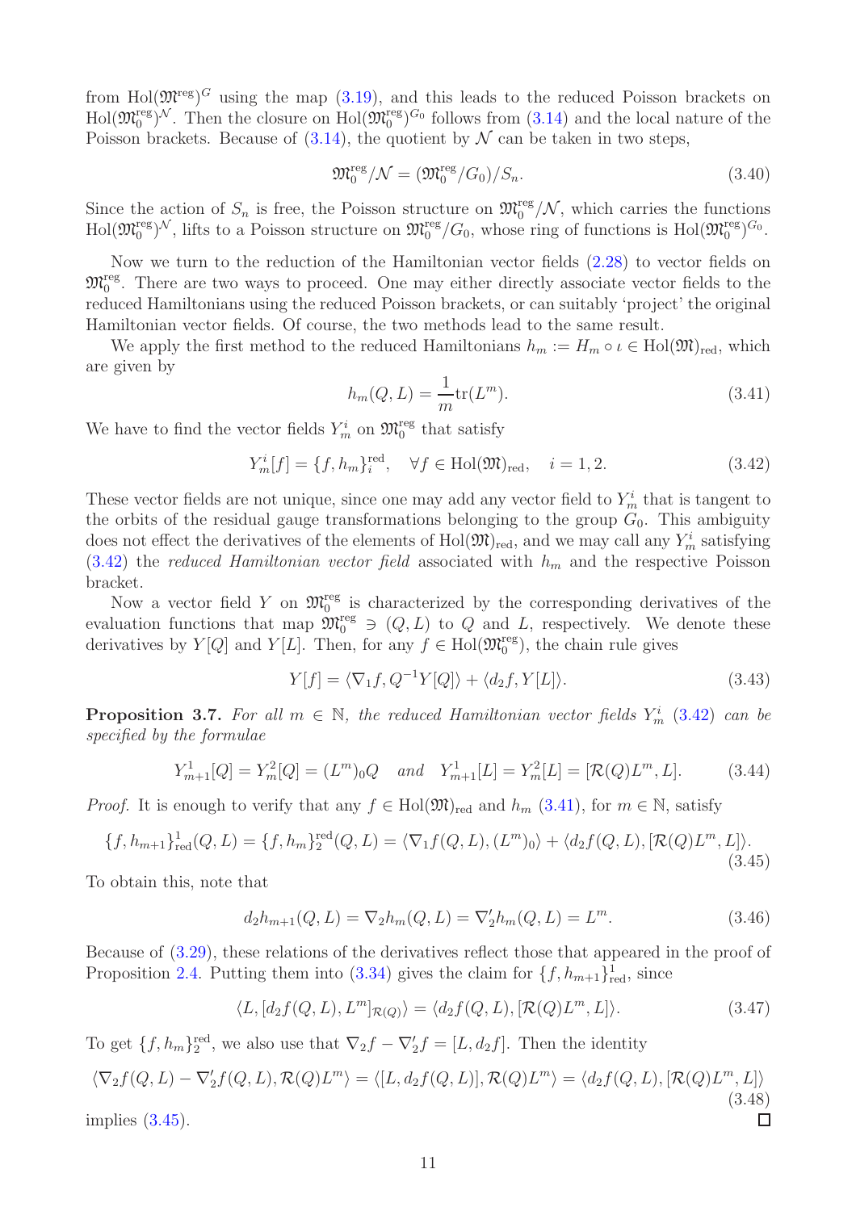from $\mathrm{Hol}(\mathfrak{M}^{\rm reg})^G$ using the map (3.19), and this leads to the reduced Poisson brackets on $\mathrm{Hol}(\mathfrak{M}_0^{\rm reg})^{\mathcal{N}}$. Then the closure on $\mathrm{Hol}(\mathfrak{M}_0^{\rm reg})^{G_0}$ follows from (3.14) and the local nature of the Poisson brackets. Because of (3.14), the quotient by $\mathcal{N}$ can be taken in two steps,

$$\mathfrak{M}_0^{\rm reg}/\mathcal{N} = (\mathfrak{M}_0^{\rm reg}/G_0)/S_n. \tag{3.40}$$

Since the action of $S_n$ is free, the Poisson structure on $\mathfrak{M}_0^{\rm reg}/\mathcal{N}$, which carries the functions $\mathrm{Hol}(\mathfrak{M}_0^{\rm reg})^{\mathcal{N}}$, lifts to a Poisson structure on $\mathfrak{M}_0^{\rm reg}/G_0$, whose ring of functions is $\mathrm{Hol}(\mathfrak{M}_0^{\rm reg})^{G_0}$.

Now we turn to the reduction of the Hamiltonian vector fields (2.28) to vector fields on $\mathfrak{M}_0^{\rm reg}$. There are two ways to proceed. One may either directly associate vector fields to the reduced Hamiltonians using the reduced Poisson brackets, or can suitably 'project' the original Hamiltonian vector fields. Of course, the two methods lead to the same result.

We apply the first method to the reduced Hamiltonians $h_m := H_m \circ \iota \in \mathrm{Hol}(\mathfrak{M})_{\rm red}$, which are given by

$$h_m(Q, L) = \frac{1}{m}\mathrm{tr}(L^m). \tag{3.41}$$

We have to find the vector fields $Y_m^i$ on $\mathfrak{M}_0^{\rm reg}$ that satisfy

$$Y_m^i[f] = \{f, h_m\}_i^{\rm red}, \quad \forall f \in \mathrm{Hol}(\mathfrak{M})_{\rm red}, \quad i = 1, 2. \tag{3.42}$$

These vector fields are not unique, since one may add any vector field to $Y_m^i$ that is tangent to the orbits of the residual gauge transformations belonging to the group $G_0$. This ambiguity does not effect the derivatives of the elements of $\mathrm{Hol}(\mathfrak{M})_{\rm red}$, and we may call any $Y_m^i$ satisfying (3.42) the *reduced Hamiltonian vector field* associated with $h_m$ and the respective Poisson bracket.

Now a vector field $Y$ on $\mathfrak{M}_0^{\rm reg}$ is characterized by the corresponding derivatives of the evaluation functions that map $\mathfrak{M}_0^{\rm reg} \ni (Q, L)$ to $Q$ and $L$, respectively. We denote these derivatives by $Y[Q]$ and $Y[L]$. Then, for any $f \in \mathrm{Hol}(\mathfrak{M}_0^{\rm reg})$, the chain rule gives

$$Y[f] = \langle \nabla_1 f, Q^{-1} Y[Q]\rangle + \langle d_2 f, Y[L]\rangle. \tag{3.43}$$

**Proposition 3.7.** *For all $m \in \mathbb{N}$, the reduced Hamiltonian vector fields $Y_m^i$ (3.42) can be specified by the formulae*

$$Y_{m+1}^1[Q] = Y_m^2[Q] = (L^m)_0 Q \quad \text{and} \quad Y_{m+1}^1[L] = Y_m^2[L] = [\mathcal{R}(Q)L^m, L]. \tag{3.44}$$

*Proof.* It is enough to verify that any $f \in \mathrm{Hol}(\mathfrak{M})_{\rm red}$ and $h_m$ (3.41), for $m \in \mathbb{N}$, satisfy

$$\{f, h_{m+1}\}_{\rm red}^1(Q, L) = \{f, h_m\}_2^{\rm red}(Q, L) = \langle \nabla_1 f(Q, L), (L^m)_0\rangle + \langle d_2 f(Q, L), [\mathcal{R}(Q)L^m, L]\rangle. \tag{3.45}$$

To obtain this, note that

$$d_2 h_{m+1}(Q, L) = \nabla_2 h_m(Q, L) = \nabla_2' h_m(Q, L) = L^m. \tag{3.46}$$

Because of (3.29), these relations of the derivatives reflect those that appeared in the proof of Proposition 2.4. Putting them into (3.34) gives the claim for $\{f, h_{m+1}\}_{\rm red}^1$, since

$$\langle L, [d_2 f(Q, L), L^m]_{\mathcal{R}(Q)}\rangle = \langle d_2 f(Q, L), [\mathcal{R}(Q)L^m, L]\rangle. \tag{3.47}$$

To get $\{f, h_m\}_2^{\rm red}$, we also use that $\nabla_2 f - \nabla_2' f = [L, d_2 f]$. Then the identity

$$\langle \nabla_2 f(Q, L) - \nabla_2' f(Q, L), \mathcal{R}(Q)L^m\rangle = \langle [L, d_2 f(Q, L)], \mathcal{R}(Q)L^m\rangle = \langle d_2 f(Q, L), [\mathcal{R}(Q)L^m, L]\rangle \tag{3.48}$$

implies (3.45). $\square$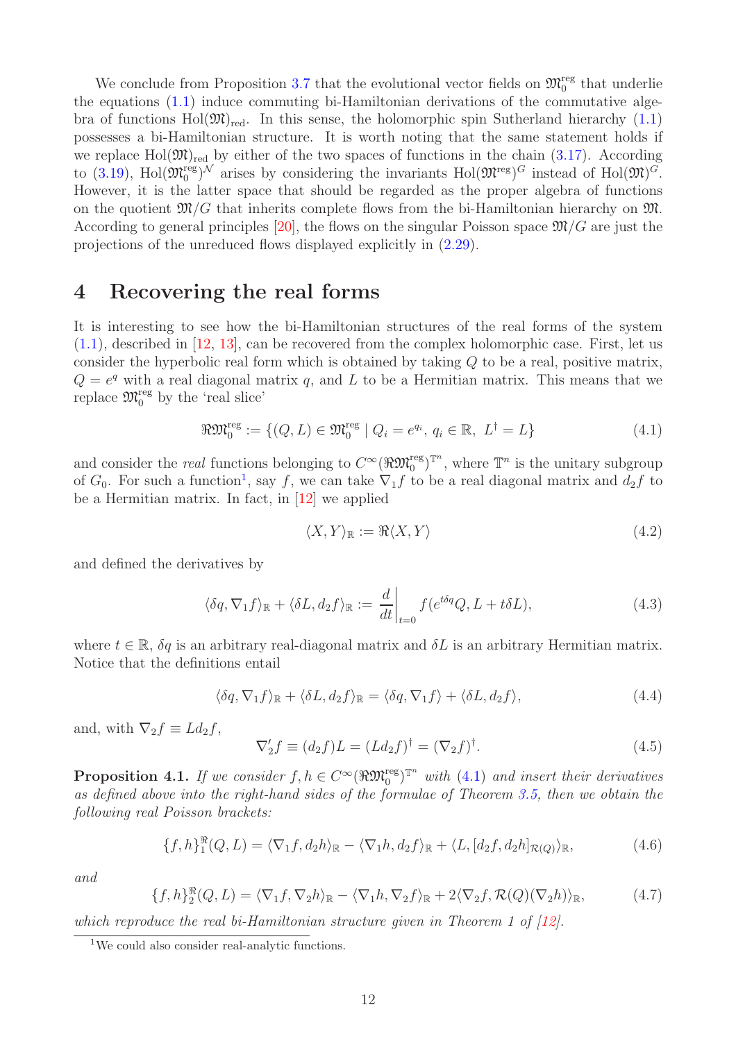We conclude from Proposition 3.7 that the evolutional vector fields on $\mathfrak{M}_0^{\rm reg}$ that underlie the equations (1.1) induce commuting bi-Hamiltonian derivations of the commutative algebra of functions $\mathrm{Hol}(\mathfrak{M})_{\rm red}$. In this sense, the holomorphic spin Sutherland hierarchy (1.1) possesses a bi-Hamiltonian structure. It is worth noting that the same statement holds if we replace $\mathrm{Hol}(\mathfrak{M})_{\rm red}$ by either of the two spaces of functions in the chain (3.17). According to (3.19), $\mathrm{Hol}(\mathfrak{M}_0^{\rm reg})^{\mathcal{N}}$ arises by considering the invariants $\mathrm{Hol}(\mathfrak{M}^{\rm reg})^G$ instead of $\mathrm{Hol}(\mathfrak{M})^G$. However, it is the latter space that should be regarded as the proper algebra of functions on the quotient $\mathfrak{M}/G$ that inherits complete flows from the bi-Hamiltonian hierarchy on $\mathfrak{M}$. According to general principles [20], the flows on the singular Poisson space $\mathfrak{M}/G$ are just the projections of the unreduced flows displayed explicitly in (2.29).

# 4 Recovering the real forms

It is interesting to see how the bi-Hamiltonian structures of the real forms of the system (1.1), described in [12, 13], can be recovered from the complex holomorphic case. First, let us consider the hyperbolic real form which is obtained by taking $Q$ to be a real, positive matrix, $Q = e^q$ with a real diagonal matrix $q$, and $L$ to be a Hermitian matrix. This means that we replace $\mathfrak{M}_0^{\rm reg}$ by the 'real slice'

$$\Re\mathfrak{M}_0^{\rm reg} := \{(Q,L) \in \mathfrak{M}_0^{\rm reg} \mid Q_i = e^{q_i},\ q_i \in \mathbb{R},\ L^\dagger = L\} \tag{4.1}$$

and consider the *real* functions belonging to $C^\infty(\Re\mathfrak{M}_0^{\rm reg})^{\mathbb{T}^n}$, where $\mathbb{T}^n$ is the unitary subgroup of $G_0$. For such a function[1], say $f$, we can take $\nabla_1 f$ to be a real diagonal matrix and $d_2 f$ to be a Hermitian matrix. In fact, in [12] we applied

$$\langle X, Y\rangle_{\mathbb{R}} := \Re\langle X, Y\rangle \tag{4.2}$$

and defined the derivatives by

$$\langle \delta q, \nabla_1 f\rangle_{\mathbb{R}} + \langle \delta L, d_2 f\rangle_{\mathbb{R}} := \frac{d}{dt}\bigg|_{t=0} f(e^{t\delta q}Q, L + t\delta L), \tag{4.3}$$

where $t \in \mathbb{R}$, $\delta q$ is an arbitrary real-diagonal matrix and $\delta L$ is an arbitrary Hermitian matrix. Notice that the definitions entail

$$\langle \delta q, \nabla_1 f\rangle_{\mathbb{R}} + \langle \delta L, d_2 f\rangle_{\mathbb{R}} = \langle \delta q, \nabla_1 f\rangle + \langle \delta L, d_2 f\rangle, \tag{4.4}$$

and, with $\nabla_2 f \equiv L d_2 f$,

$$\nabla_2' f \equiv (d_2 f)L = (L d_2 f)^\dagger = (\nabla_2 f)^\dagger. \tag{4.5}$$

**Proposition 4.1.** *If we consider $f, h \in C^\infty(\Re\mathfrak{M}_0^{\rm reg})^{\mathbb{T}^n}$ with (4.1) and insert their derivatives as defined above into the right-hand sides of the formulae of Theorem 3.5, then we obtain the following real Poisson brackets:*

$$\{f,h\}_1^{\Re}(Q,L) = \langle \nabla_1 f, d_2 h\rangle_{\mathbb{R}} - \langle \nabla_1 h, d_2 f\rangle_{\mathbb{R}} + \langle L, [d_2 f, d_2 h]_{\mathcal{R}(Q)}\rangle_{\mathbb{R}}, \tag{4.6}$$

*and*

$$\{f,h\}_2^{\Re}(Q,L) = \langle \nabla_1 f, \nabla_2 h\rangle_{\mathbb{R}} - \langle \nabla_1 h, \nabla_2 f\rangle_{\mathbb{R}} + 2\langle \nabla_2 f, \mathcal{R}(Q)(\nabla_2 h)\rangle_{\mathbb{R}}, \tag{4.7}$$

*which reproduce the real bi-Hamiltonian structure given in Theorem 1 of [12].*

[1] We could also consider real-analytic functions.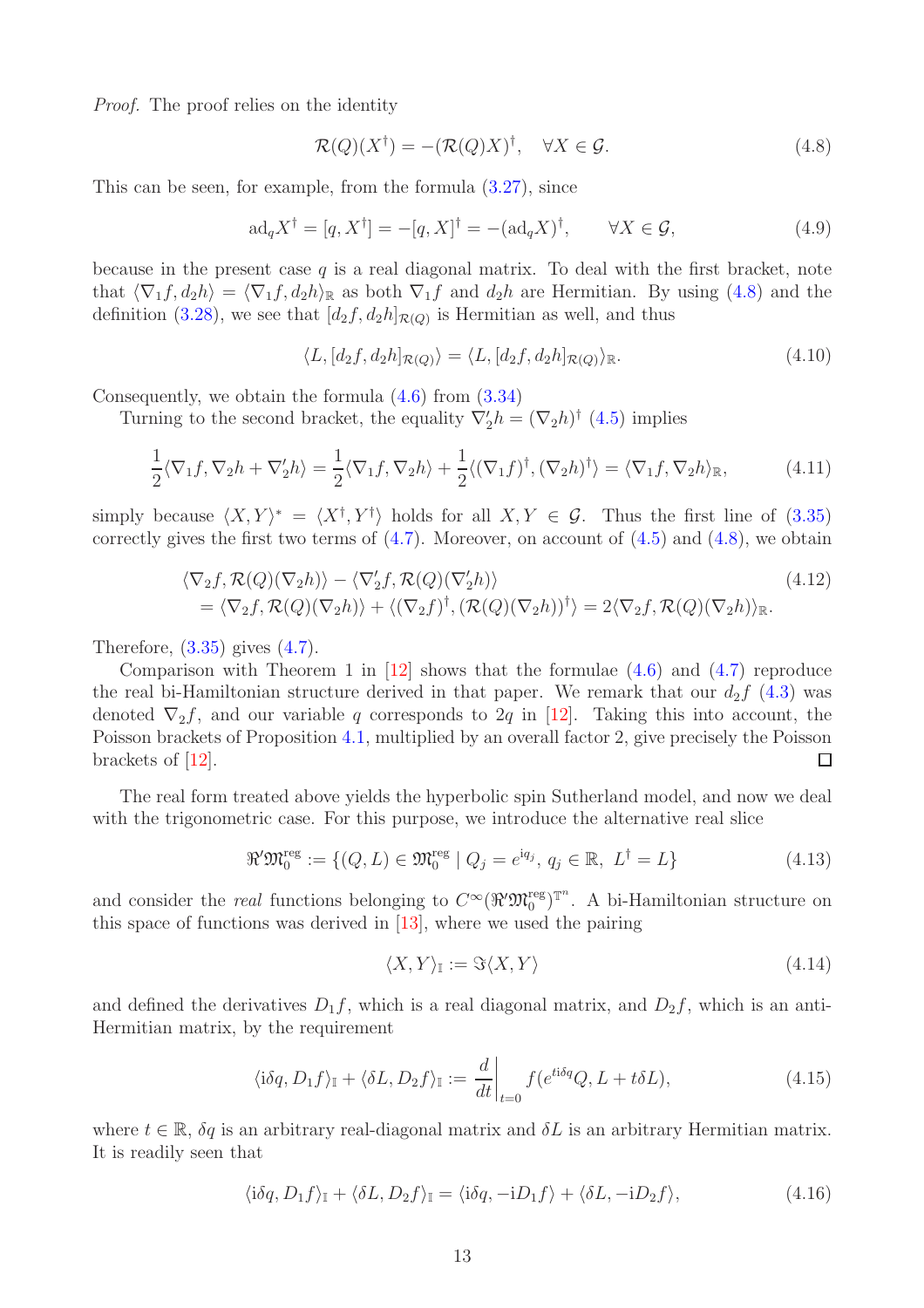*Proof.* The proof relies on the identity

$$\mathcal{R}(Q)(X^\dagger) = -(\mathcal{R}(Q)X)^\dagger, \quad \forall X \in \mathcal{G}. \tag{4.8}$$

This can be seen, for example, from the formula (3.27), since

$$\mathrm{ad}_q X^\dagger = [q, X^\dagger] = -[q, X]^\dagger = -(\mathrm{ad}_q X)^\dagger, \qquad \forall X \in \mathcal{G}, \tag{4.9}$$

because in the present case $q$ is a real diagonal matrix. To deal with the first bracket, note that $\langle \nabla_1 f, d_2 h\rangle = \langle \nabla_1 f, d_2 h\rangle_{\mathbb{R}}$ as both $\nabla_1 f$ and $d_2 h$ are Hermitian. By using (4.8) and the definition (3.28), we see that $[d_2 f, d_2 h]_{\mathcal{R}(Q)}$ is Hermitian as well, and thus

$$\langle L, [d_2 f, d_2 h]_{\mathcal{R}(Q)}\rangle = \langle L, [d_2 f, d_2 h]_{\mathcal{R}(Q)}\rangle_{\mathbb{R}}. \tag{4.10}$$

Consequently, we obtain the formula (4.6) from (3.34)

Turning to the second bracket, the equality $\nabla_2' h = (\nabla_2 h)^\dagger$ (4.5) implies

$$\frac{1}{2}\langle \nabla_1 f, \nabla_2 h + \nabla_2' h\rangle = \frac{1}{2}\langle \nabla_1 f, \nabla_2 h\rangle + \frac{1}{2}\langle (\nabla_1 f)^\dagger, (\nabla_2 h)^\dagger\rangle = \langle \nabla_1 f, \nabla_2 h\rangle_{\mathbb{R}}, \tag{4.11}$$

simply because $\langle X, Y\rangle^* = \langle X^\dagger, Y^\dagger\rangle$ holds for all $X, Y \in \mathcal{G}$. Thus the first line of (3.35) correctly gives the first two terms of (4.7). Moreover, on account of (4.5) and (4.8), we obtain

$$\begin{aligned} &\langle \nabla_2 f, \mathcal{R}(Q)(\nabla_2 h)\rangle - \langle \nabla_2' f, \mathcal{R}(Q)(\nabla_2' h)\rangle \\ &= \langle \nabla_2 f, \mathcal{R}(Q)(\nabla_2 h)\rangle + \langle (\nabla_2 f)^\dagger, (\mathcal{R}(Q)(\nabla_2 h))^\dagger\rangle = 2\langle \nabla_2 f, \mathcal{R}(Q)(\nabla_2 h)\rangle_{\mathbb{R}}. \end{aligned} \tag{4.12}$$

Therefore, (3.35) gives (4.7).

Comparison with Theorem 1 in [12] shows that the formulae (4.6) and (4.7) reproduce the real bi-Hamiltonian structure derived in that paper. We remark that our $d_2 f$ (4.3) was denoted $\nabla_2 f$, and our variable $q$ corresponds to $2q$ in [12]. Taking this into account, the Poisson brackets of Proposition 4.1, multiplied by an overall factor 2, give precisely the Poisson brackets of [12]. ∎

The real form treated above yields the hyperbolic spin Sutherland model, and now we deal with the trigonometric case. For this purpose, we introduce the alternative real slice

$$\Re' \mathfrak{M}_0^{\mathrm{reg}} := \{(Q, L) \in \mathfrak{M}_0^{\mathrm{reg}} \mid Q_j = e^{\mathrm{i} q_j},\ q_j \in \mathbb{R},\ L^\dagger = L\} \tag{4.13}$$

and consider the *real* functions belonging to $C^\infty(\Re'\mathfrak{M}_0^{\mathrm{reg}})^{\mathbb{T}^n}$. A bi-Hamiltonian structure on this space of functions was derived in [13], where we used the pairing

$$\langle X, Y\rangle_{\mathbb{I}} := \Im\langle X, Y\rangle \tag{4.14}$$

and defined the derivatives $D_1 f$, which is a real diagonal matrix, and $D_2 f$, which is an anti-Hermitian matrix, by the requirement

$$\langle \mathrm{i}\delta q, D_1 f\rangle_{\mathbb{I}} + \langle \delta L, D_2 f\rangle_{\mathbb{I}} := \left.\frac{d}{dt}\right|_{t=0} f(e^{t\mathrm{i}\delta q} Q, L + t\delta L), \tag{4.15}$$

where $t \in \mathbb{R}$, $\delta q$ is an arbitrary real-diagonal matrix and $\delta L$ is an arbitrary Hermitian matrix. It is readily seen that

$$\langle \mathrm{i}\delta q, D_1 f\rangle_{\mathbb{I}} + \langle \delta L, D_2 f\rangle_{\mathbb{I}} = \langle \mathrm{i}\delta q, -\mathrm{i} D_1 f\rangle + \langle \delta L, -\mathrm{i} D_2 f\rangle, \tag{4.16}$$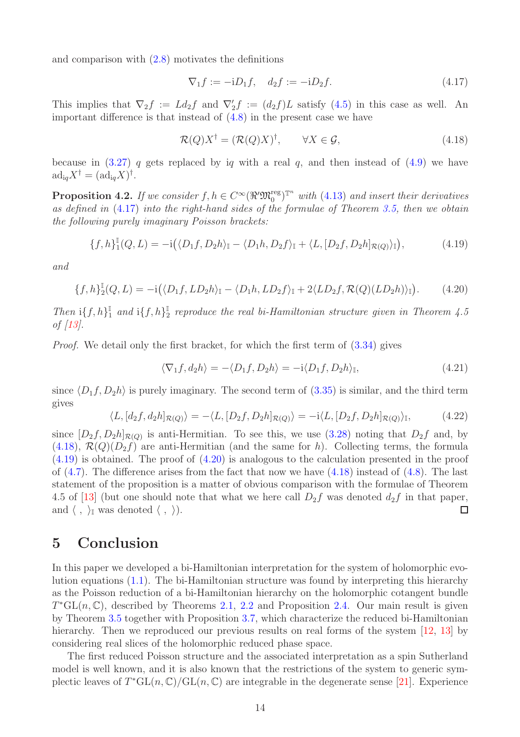and comparison with (2.8) motivates the definitions

$$\nabla_1 f := -\mathrm{i} D_1 f, \quad d_2 f := -\mathrm{i} D_2 f. \tag{4.17}$$

This implies that $\nabla_2 f := L d_2 f$ and $\nabla_2' f := (d_2 f) L$ satisfy (4.5) in this case as well. An important difference is that instead of (4.8) in the present case we have

$$\mathcal{R}(Q) X^\dagger = (\mathcal{R}(Q) X)^\dagger, \qquad \forall X \in \mathcal{G}, \tag{4.18}$$

because in (3.27) $q$ gets replaced by $\mathrm{i}q$ with a real $q$, and then instead of (4.9) we have $\mathrm{ad}_{\mathrm{i}q} X^\dagger = (\mathrm{ad}_{\mathrm{i}q} X)^\dagger$.

**Proposition 4.2.** *If we consider $f, h \in C^\infty(\Re' \mathfrak{M}_0^{\mathrm{reg}})^{\mathbb{T}^n}$ with (4.13) and insert their derivatives as defined in (4.17) into the right-hand sides of the formulae of Theorem 3.5, then we obtain the following purely imaginary Poisson brackets:*

$$\{f, h\}_1^{\mathbb{I}}(Q, L) = -\mathrm{i}\big(\langle D_1 f, D_2 h\rangle_{\mathbb{I}} - \langle D_1 h, D_2 f\rangle_{\mathbb{I}} + \langle L, [D_2 f, D_2 h]_{\mathcal{R}(Q)}\rangle_{\mathbb{I}}\big), \tag{4.19}$$

*and*

$$\{f, h\}_2^{\mathbb{I}}(Q, L) = -\mathrm{i}\big(\langle D_1 f, L D_2 h\rangle_{\mathbb{I}} - \langle D_1 h, L D_2 f\rangle_{\mathbb{I}} + 2\langle L D_2 f, \mathcal{R}(Q)(L D_2 h)\rangle_{\mathbb{I}}\big). \tag{4.20}$$

*Then $\mathrm{i}\{f, h\}_1^{\mathbb{I}}$ and $\mathrm{i}\{f, h\}_2^{\mathbb{I}}$ reproduce the real bi-Hamiltonian structure given in Theorem 4.5 of [13].*

*Proof.* We detail only the first bracket, for which the first term of (3.34) gives

$$\langle \nabla_1 f, d_2 h\rangle = -\langle D_1 f, D_2 h\rangle = -\mathrm{i}\langle D_1 f, D_2 h\rangle_{\mathbb{I}}, \tag{4.21}$$

since $\langle D_1 f, D_2 h\rangle$ is purely imaginary. The second term of (3.35) is similar, and the third term gives

$$\langle L, [d_2 f, d_2 h]_{\mathcal{R}(Q)}\rangle = -\langle L, [D_2 f, D_2 h]_{\mathcal{R}(Q)}\rangle = -\mathrm{i}\langle L, [D_2 f, D_2 h]_{\mathcal{R}(Q)}\rangle_{\mathbb{I}}, \tag{4.22}$$

since $[D_2 f, D_2 h]_{\mathcal{R}(Q)}$ is anti-Hermitian. To see this, we use (3.28) noting that $D_2 f$ and, by (4.18), $\mathcal{R}(Q)(D_2 f)$ are anti-Hermitian (and the same for $h$). Collecting terms, the formula (4.19) is obtained. The proof of (4.20) is analogous to the calculation presented in the proof of (4.7). The difference arises from the fact that now we have (4.18) instead of (4.8). The last statement of the proposition is a matter of obvious comparison with the formulae of Theorem 4.5 of [13] (but one should note that what we here call $D_2 f$ was denoted $d_2 f$ in that paper, and $\langle\ ,\ \rangle_{\mathbb{I}}$ was denoted $\langle\ ,\ \rangle$). ∎

## 5 Conclusion

In this paper we developed a bi-Hamiltonian interpretation for the system of holomorphic evolution equations (1.1). The bi-Hamiltonian structure was found by interpreting this hierarchy as the Poisson reduction of a bi-Hamiltonian hierarchy on the holomorphic cotangent bundle $T^*\mathrm{GL}(n, \mathbb{C})$, described by Theorems 2.1, 2.2 and Proposition 2.4. Our main result is given by Theorem 3.5 together with Proposition 3.7, which characterize the reduced bi-Hamiltonian hierarchy. Then we reproduced our previous results on real forms of the system [12, 13] by considering real slices of the holomorphic reduced phase space.

The first reduced Poisson structure and the associated interpretation as a spin Sutherland model is well known, and it is also known that the restrictions of the system to generic symplectic leaves of $T^*\mathrm{GL}(n, \mathbb{C})/\mathrm{GL}(n, \mathbb{C})$ are integrable in the degenerate sense [21]. Experience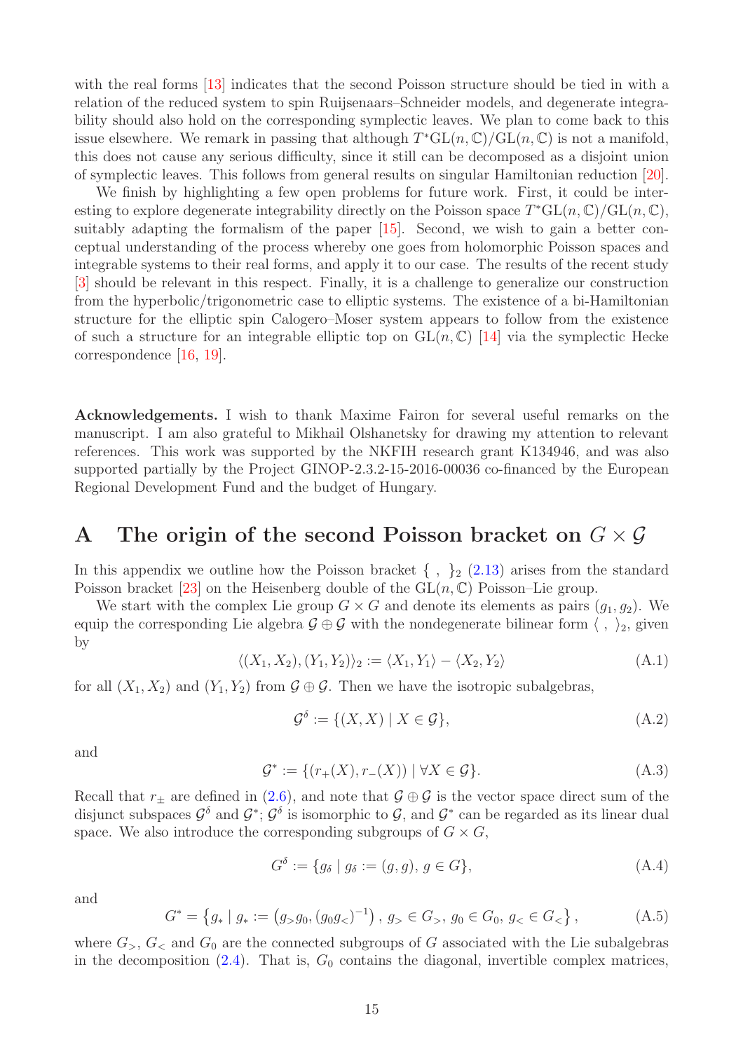with the real forms [13] indicates that the second Poisson structure should be tied in with a relation of the reduced system to spin Ruijsenaars–Schneider models, and degenerate integrability should also hold on the corresponding symplectic leaves. We plan to come back to this issue elsewhere. We remark in passing that although $T^*\mathrm{GL}(n,\mathbb{C})/\mathrm{GL}(n,\mathbb{C})$ is not a manifold, this does not cause any serious difficulty, since it still can be decomposed as a disjoint union of symplectic leaves. This follows from general results on singular Hamiltonian reduction [20].

We finish by highlighting a few open problems for future work. First, it could be interesting to explore degenerate integrability directly on the Poisson space $T^*\mathrm{GL}(n,\mathbb{C})/\mathrm{GL}(n,\mathbb{C})$, suitably adapting the formalism of the paper [15]. Second, we wish to gain a better conceptual understanding of the process whereby one goes from holomorphic Poisson spaces and integrable systems to their real forms, and apply it to our case. The results of the recent study [3] should be relevant in this respect. Finally, it is a challenge to generalize our construction from the hyperbolic/trigonometric case to elliptic systems. The existence of a bi-Hamiltonian structure for the elliptic spin Calogero–Moser system appears to follow from the existence of such a structure for an integrable elliptic top on $\mathrm{GL}(n,\mathbb{C})$ [14] via the symplectic Hecke correspondence [16, 19].

**Acknowledgements.** I wish to thank Maxime Fairon for several useful remarks on the manuscript. I am also grateful to Mikhail Olshanetsky for drawing my attention to relevant references. This work was supported by the NKFIH research grant K134946, and was also supported partially by the Project GINOP-2.3.2-15-2016-00036 co-financed by the European Regional Development Fund and the budget of Hungary.

# A The origin of the second Poisson bracket on $G \times \mathcal{G}$

In this appendix we outline how the Poisson bracket $\{\ ,\ \}_2$ (2.13) arises from the standard Poisson bracket [23] on the Heisenberg double of the $\mathrm{GL}(n,\mathbb{C})$ Poisson–Lie group.

We start with the complex Lie group $G \times G$ and denote its elements as pairs $(g_1, g_2)$. We equip the corresponding Lie algebra $\mathcal{G} \oplus \mathcal{G}$ with the nondegenerate bilinear form $\langle\ ,\ \rangle_2$, given by

$$\langle (X_1, X_2), (Y_1, Y_2)\rangle_2 := \langle X_1, Y_1\rangle - \langle X_2, Y_2\rangle \tag{A.1}$$

for all $(X_1, X_2)$ and $(Y_1, Y_2)$ from $\mathcal{G} \oplus \mathcal{G}$. Then we have the isotropic subalgebras,

$$\mathcal{G}^\delta := \{(X, X) \mid X \in \mathcal{G}\}, \tag{A.2}$$

and

$$\mathcal{G}^* := \{(r_+(X), r_-(X)) \mid \forall X \in \mathcal{G}\}. \tag{A.3}$$

Recall that $r_\pm$ are defined in (2.6), and note that $\mathcal{G} \oplus \mathcal{G}$ is the vector space direct sum of the disjunct subspaces $\mathcal{G}^\delta$ and $\mathcal{G}^*$; $\mathcal{G}^\delta$ is isomorphic to $\mathcal{G}$, and $\mathcal{G}^*$ can be regarded as its linear dual space. We also introduce the corresponding subgroups of $G \times G$,

$$G^\delta := \{g_\delta \mid g_\delta := (g, g),\, g \in G\}, \tag{A.4}$$

and

$$G^* = \left\{g_* \mid g_* := \left(g_> g_0, (g_0 g_<)^{-1}\right),\, g_> \in G_>,\, g_0 \in G_0,\, g_< \in G_<\right\}, \tag{A.5}$$

where $G_>$, $G_<$ and $G_0$ are the connected subgroups of $G$ associated with the Lie subalgebras in the decomposition (2.4). That is, $G_0$ contains the diagonal, invertible complex matrices,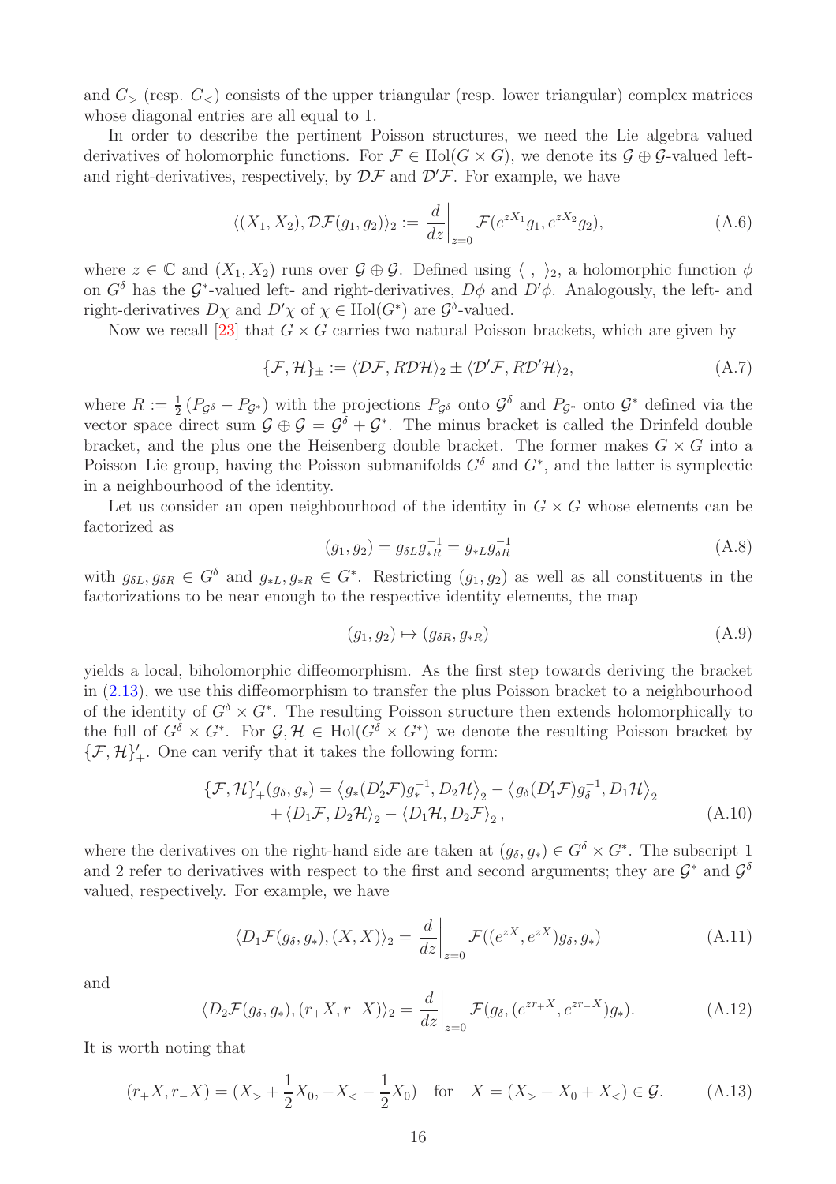and $G_>$ (resp. $G_<$) consists of the upper triangular (resp. lower triangular) complex matrices whose diagonal entries are all equal to 1.

In order to describe the pertinent Poisson structures, we need the Lie algebra valued derivatives of holomorphic functions. For $\mathcal{F} \in \mathrm{Hol}(G \times G)$, we denote its $\mathcal{G} \oplus \mathcal{G}$-valued left- and right-derivatives, respectively, by $\mathcal{D}\mathcal{F}$ and $\mathcal{D}'\mathcal{F}$. For example, we have

$$\langle (X_1, X_2), \mathcal{D}\mathcal{F}(g_1, g_2) \rangle_2 := \frac{d}{dz}\bigg|_{z=0} \mathcal{F}(e^{zX_1} g_1, e^{zX_2} g_2), \tag{A.6}$$

where $z \in \mathbb{C}$ and $(X_1, X_2)$ runs over $\mathcal{G} \oplus \mathcal{G}$. Defined using $\langle\ ,\ \rangle_2$, a holomorphic function $\phi$ on $G^\delta$ has the $\mathcal{G}^*$-valued left- and right-derivatives, $D\phi$ and $D'\phi$. Analogously, the left- and right-derivatives $D\chi$ and $D'\chi$ of $\chi \in \mathrm{Hol}(G^*)$ are $\mathcal{G}^\delta$-valued.

Now we recall [23] that $G \times G$ carries two natural Poisson brackets, which are given by

$$\{\mathcal{F}, \mathcal{H}\}_\pm := \langle \mathcal{D}\mathcal{F}, R\mathcal{D}\mathcal{H} \rangle_2 \pm \langle \mathcal{D}'\mathcal{F}, R\mathcal{D}'\mathcal{H} \rangle_2, \tag{A.7}$$

where $R := \frac{1}{2}(P_{\mathcal{G}^\delta} - P_{\mathcal{G}^*})$ with the projections $P_{\mathcal{G}^\delta}$ onto $\mathcal{G}^\delta$ and $P_{\mathcal{G}^*}$ onto $\mathcal{G}^*$ defined via the vector space direct sum $\mathcal{G} \oplus \mathcal{G} = \mathcal{G}^\delta + \mathcal{G}^*$. The minus bracket is called the Drinfeld double bracket, and the plus one the Heisenberg double bracket. The former makes $G \times G$ into a Poisson–Lie group, having the Poisson submanifolds $G^\delta$ and $G^*$, and the latter is symplectic in a neighbourhood of the identity.

Let us consider an open neighbourhood of the identity in $G \times G$ whose elements can be factorized as

$$(g_1, g_2) = g_{\delta L} g_{*R}^{-1} = g_{*L} g_{\delta R}^{-1} \tag{A.8}$$

with $g_{\delta L}, g_{\delta R} \in G^\delta$ and $g_{*L}, g_{*R} \in G^*$. Restricting $(g_1, g_2)$ as well as all constituents in the factorizations to be near enough to the respective identity elements, the map

$$(g_1, g_2) \mapsto (g_{\delta R}, g_{*R}) \tag{A.9}$$

yields a local, biholomorphic diffeomorphism. As the first step towards deriving the bracket in (2.13), we use this diffeomorphism to transfer the plus Poisson bracket to a neighbourhood of the identity of $G^\delta \times G^*$. The resulting Poisson structure then extends holomorphically to the full of $G^\delta \times G^*$. For $\mathcal{G}, \mathcal{H} \in \mathrm{Hol}(G^\delta \times G^*)$ we denote the resulting Poisson bracket by $\{\mathcal{F}, \mathcal{H}\}'_+$. One can verify that it takes the following form:

$$\begin{aligned}
\{\mathcal{F}, \mathcal{H}\}'_+(g_\delta, g_*) = &\left\langle g_*(D'_2\mathcal{F})g_*^{-1}, D_2\mathcal{H}\right\rangle_2 - \left\langle g_\delta(D'_1\mathcal{F})g_\delta^{-1}, D_1\mathcal{H}\right\rangle_2 \\
&+ \langle D_1\mathcal{F}, D_2\mathcal{H}\rangle_2 - \langle D_1\mathcal{H}, D_2\mathcal{F}\rangle_2 ,
\end{aligned} \tag{A.10}$$

where the derivatives on the right-hand side are taken at $(g_\delta, g_*) \in G^\delta \times G^*$. The subscript 1 and 2 refer to derivatives with respect to the first and second arguments; they are $\mathcal{G}^*$ and $\mathcal{G}^\delta$ valued, respectively. For example, we have

$$\langle D_1\mathcal{F}(g_\delta, g_*), (X, X)\rangle_2 = \frac{d}{dz}\bigg|_{z=0} \mathcal{F}((e^{zX}, e^{zX})g_\delta, g_*) \tag{A.11}$$

and

$$\langle D_2\mathcal{F}(g_\delta, g_*), (r_+X, r_-X)\rangle_2 = \frac{d}{dz}\bigg|_{z=0} \mathcal{F}(g_\delta, (e^{zr_+X}, e^{zr_-X})g_*). \tag{A.12}$$

It is worth noting that

$$(r_+X, r_-X) = (X_> + \frac{1}{2}X_0, -X_< - \frac{1}{2}X_0) \quad \text{for} \quad X = (X_> + X_0 + X_<) \in \mathcal{G}. \tag{A.13}$$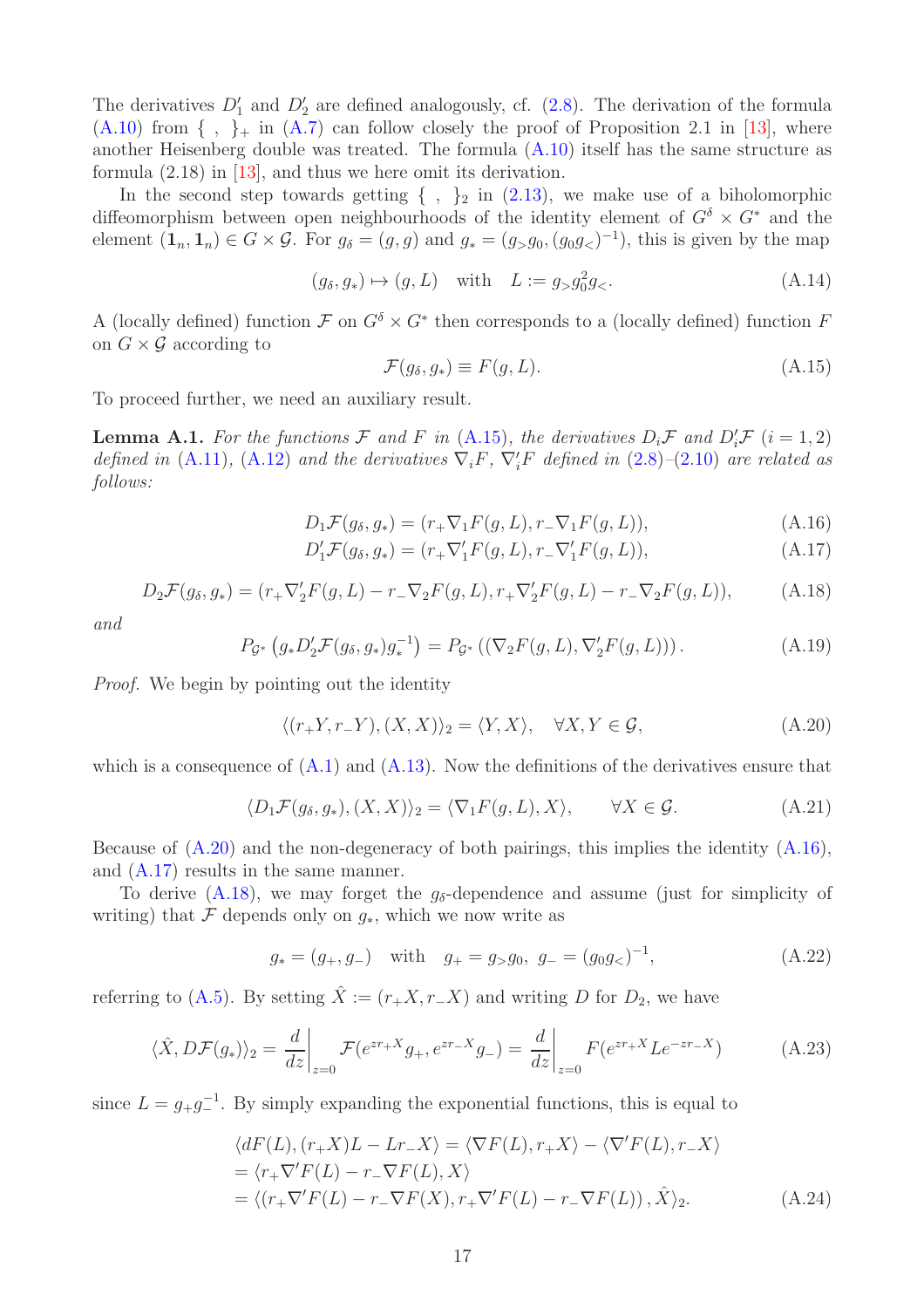The derivatives $D'_1$ and $D'_2$ are defined analogously, cf. (2.8). The derivation of the formula (A.10) from $\{\ ,\ \}_+$ in (A.7) can follow closely the proof of Proposition 2.1 in [13], where another Heisenberg double was treated. The formula (A.10) itself has the same structure as formula (2.18) in [13], and thus we here omit its derivation.

In the second step towards getting $\{\ ,\ \}_2$ in (2.13), we make use of a biholomorphic diffeomorphism between open neighbourhoods of the identity element of $G^\delta \times G^*$ and the element $(\mathbf{1}_n, \mathbf{1}_n) \in G \times \mathcal{G}$. For $g_\delta = (g, g)$ and $g_* = (g_> g_0, (g_0 g_<)^{-1})$, this is given by the map

$$(g_\delta, g_*) \mapsto (g, L) \quad \text{with} \quad L := g_> g_0^2 g_<. \tag{A.14}$$

A (locally defined) function $\mathcal{F}$ on $G^\delta \times G^*$ then corresponds to a (locally defined) function $F$ on $G \times \mathcal{G}$ according to

$$\mathcal{F}(g_\delta, g_*) \equiv F(g, L). \tag{A.15}$$

To proceed further, we need an auxiliary result.

**Lemma A.1.** *For the functions $\mathcal{F}$ and $F$ in (A.15), the derivatives $D_i\mathcal{F}$ and $D'_i\mathcal{F}$ $(i = 1, 2)$ defined in (A.11), (A.12) and the derivatives $\nabla_i F$, $\nabla'_i F$ defined in (2.8)–(2.10) are related as follows:*

$$D_1\mathcal{F}(g_\delta, g_*) = (r_+\nabla_1 F(g, L), r_-\nabla_1 F(g, L)), \tag{A.16}$$

$$D'_1\mathcal{F}(g_\delta, g_*) = (r_+\nabla'_1 F(g, L), r_-\nabla'_1 F(g, L)), \tag{A.17}$$

$$D_2\mathcal{F}(g_\delta, g_*) = (r_+\nabla'_2 F(g, L) - r_-\nabla_2 F(g, L), r_+\nabla'_2 F(g, L) - r_-\nabla_2 F(g, L)), \tag{A.18}$$

*and*

$$P_{\mathcal{G}^*}\left(g_* D'_2\mathcal{F}(g_\delta, g_*) g_*^{-1}\right) = P_{\mathcal{G}^*}\left((\nabla_2 F(g, L), \nabla'_2 F(g, L))\right). \tag{A.19}$$

*Proof.* We begin by pointing out the identity

$$\langle (r_+Y, r_-Y), (X, X)\rangle_2 = \langle Y, X\rangle, \quad \forall X, Y \in \mathcal{G}, \tag{A.20}$$

which is a consequence of (A.1) and (A.13). Now the definitions of the derivatives ensure that

$$\langle D_1\mathcal{F}(g_\delta, g_*), (X, X)\rangle_2 = \langle \nabla_1 F(g, L), X\rangle, \qquad \forall X \in \mathcal{G}. \tag{A.21}$$

Because of (A.20) and the non-degeneracy of both pairings, this implies the identity (A.16), and (A.17) results in the same manner.

To derive (A.18), we may forget the $g_\delta$-dependence and assume (just for simplicity of writing) that $\mathcal{F}$ depends only on $g_*$, which we now write as

$$g_* = (g_+, g_-) \quad \text{with} \quad g_+ = g_> g_0,\ g_- = (g_0 g_<)^{-1}, \tag{A.22}$$

referring to (A.5). By setting $\hat{X} := (r_+X, r_-X)$ and writing $D$ for $D_2$, we have

$$\langle \hat{X}, D\mathcal{F}(g_*)\rangle_2 = \frac{d}{dz}\bigg|_{z=0} \mathcal{F}(e^{zr_+X} g_+, e^{zr_-X} g_-) = \frac{d}{dz}\bigg|_{z=0} F(e^{zr_+X} L e^{-zr_-X}) \tag{A.23}$$

since $L = g_+ g_-^{-1}$. By simply expanding the exponential functions, this is equal to

$$\begin{aligned}
&\langle dF(L), (r_+X)L - Lr_-X\rangle = \langle \nabla F(L), r_+X\rangle - \langle \nabla' F(L), r_-X\rangle \\
&= \langle r_+\nabla' F(L) - r_-\nabla F(L), X\rangle \\
&= \langle (r_+\nabla' F(L) - r_-\nabla F(X), r_+\nabla' F(L) - r_-\nabla F(L)), \hat{X}\rangle_2.
\end{aligned} \tag{A.24}$$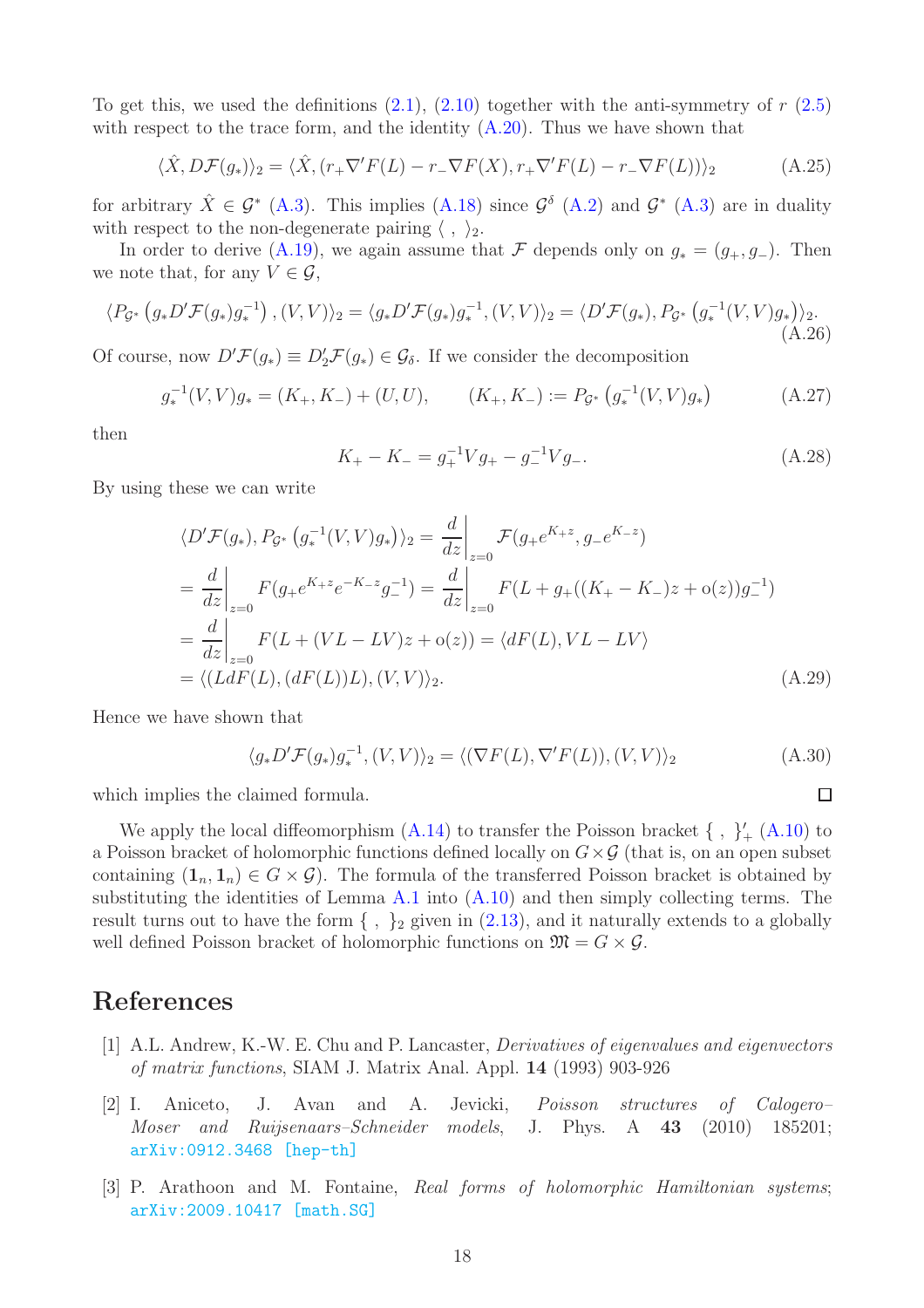To get this, we used the definitions (2.1), (2.10) together with the anti-symmetry of $r$ (2.5) with respect to the trace form, and the identity (A.20). Thus we have shown that

$$\langle \hat{X}, D\mathcal{F}(g_*)\rangle_2 = \langle \hat{X}, (r_+\nabla' F(L) - r_-\nabla F(X), r_+\nabla' F(L) - r_-\nabla F(L))\rangle_2 \tag{A.25}$$

for arbitrary $\hat{X} \in \mathcal{G}^*$ (A.3). This implies (A.18) since $\mathcal{G}^\delta$ (A.2) and $\mathcal{G}^*$ (A.3) are in duality with respect to the non-degenerate pairing $\langle\ ,\ \rangle_2$.

In order to derive (A.19), we again assume that $\mathcal{F}$ depends only on $g_* = (g_+, g_-)$. Then we note that, for any $V \in \mathcal{G}$,

$$\langle P_{\mathcal{G}^*}\left(g_* D'\mathcal{F}(g_*) g_*^{-1}\right), (V,V)\rangle_2 = \langle g_* D'\mathcal{F}(g_*) g_*^{-1}, (V,V)\rangle_2 = \langle D'\mathcal{F}(g_*), P_{\mathcal{G}^*}\left(g_*^{-1}(V,V)g_*\right)\rangle_2. \tag{A.26}$$

Of course, now $D'\mathcal{F}(g_*) \equiv D_2'\mathcal{F}(g_*) \in \mathcal{G}_\delta$. If we consider the decomposition

$$g_*^{-1}(V,V)g_* = (K_+, K_-) + (U,U), \qquad (K_+,K_-) := P_{\mathcal{G}^*}\left(g_*^{-1}(V,V)g_*\right) \tag{A.27}$$

then

$$K_+ - K_- = g_+^{-1} V g_+ - g_-^{-1} V g_-. \tag{A.28}$$

By using these we can write

$$\begin{aligned}
&\langle D'\mathcal{F}(g_*), P_{\mathcal{G}^*}\left(g_*^{-1}(V,V)g_*\right)\rangle_2 = \frac{d}{dz}\bigg|_{z=0} \mathcal{F}(g_+ e^{K_+ z}, g_- e^{K_- z}) \\
&= \frac{d}{dz}\bigg|_{z=0} F(g_+ e^{K_+ z} e^{-K_- z} g_-^{-1}) = \frac{d}{dz}\bigg|_{z=0} F(L + g_+((K_+ - K_-)z + \mathrm{o}(z))g_-^{-1}) \\
&= \frac{d}{dz}\bigg|_{z=0} F(L + (VL - LV)z + \mathrm{o}(z)) = \langle dF(L), VL - LV\rangle \\
&= \langle (LdF(L), (dF(L))L), (V,V)\rangle_2.
\end{aligned} \tag{A.29}$$

Hence we have shown that

$$\langle g_* D'\mathcal{F}(g_*) g_*^{-1}, (V,V)\rangle_2 = \langle (\nabla F(L), \nabla' F(L)), (V,V)\rangle_2 \tag{A.30}$$

which implies the claimed formula. □

We apply the local diffeomorphism (A.14) to transfer the Poisson bracket $\{\ ,\ \}_+'$ (A.10) to a Poisson bracket of holomorphic functions defined locally on $G \times \mathcal{G}$ (that is, on an open subset containing $(\mathbf{1}_n, \mathbf{1}_n) \in G \times \mathcal{G}$). The formula of the transferred Poisson bracket is obtained by substituting the identities of Lemma A.1 into (A.10) and then simply collecting terms. The result turns out to have the form $\{\ ,\ \}_2$ given in (2.13), and it naturally extends to a globally well defined Poisson bracket of holomorphic functions on $\mathfrak{M} = G \times \mathcal{G}$.

# References

[1] A.L. Andrew, K.-W. E. Chu and P. Lancaster, *Derivatives of eigenvalues and eigenvectors of matrix functions*, SIAM J. Matrix Anal. Appl. **14** (1993) 903-926

[2] I. Aniceto, J. Avan and A. Jevicki, *Poisson structures of Calogero–Moser and Ruijsenaars–Schneider models*, J. Phys. A **43** (2010) 185201; arXiv:0912.3468 [hep-th]

[3] P. Arathoon and M. Fontaine, *Real forms of holomorphic Hamiltonian systems*; arXiv:2009.10417 [math.SG]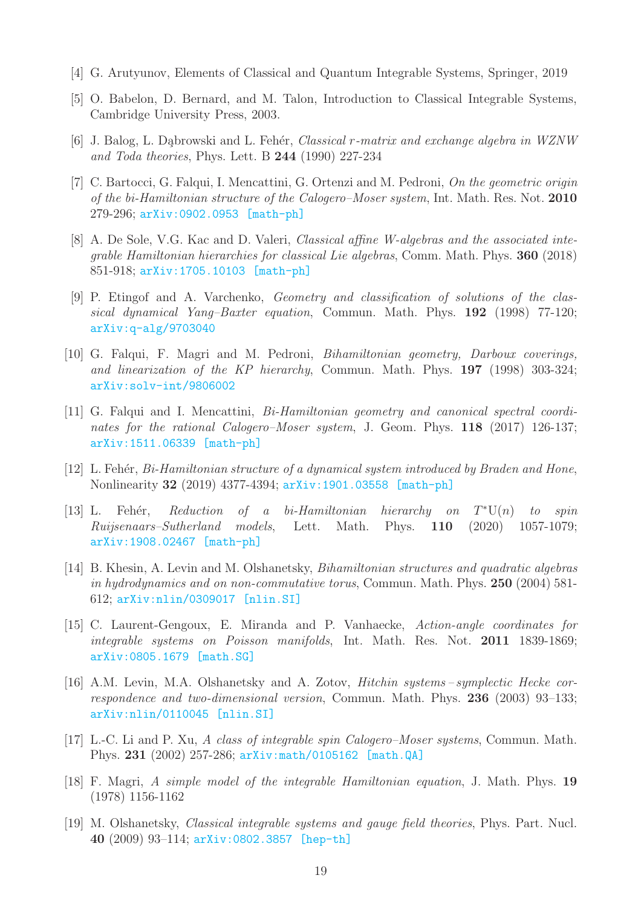[4] G. Arutyunov, Elements of Classical and Quantum Integrable Systems, Springer, 2019

[5] O. Babelon, D. Bernard, and M. Talon, Introduction to Classical Integrable Systems, Cambridge University Press, 2003.

[6] J. Balog, L. Dąbrowski and L. Fehér, *Classical r-matrix and exchange algebra in WZNW and Toda theories*, Phys. Lett. B **244** (1990) 227-234

[7] C. Bartocci, G. Falqui, I. Mencattini, G. Ortenzi and M. Pedroni, *On the geometric origin of the bi-Hamiltonian structure of the Calogero–Moser system*, Int. Math. Res. Not. **2010** 279-296; arXiv:0902.0953 [math-ph]

[8] A. De Sole, V.G. Kac and D. Valeri, *Classical affine W-algebras and the associated integrable Hamiltonian hierarchies for classical Lie algebras*, Comm. Math. Phys. **360** (2018) 851-918; arXiv:1705.10103 [math-ph]

[9] P. Etingof and A. Varchenko, *Geometry and classification of solutions of the classical dynamical Yang–Baxter equation*, Commun. Math. Phys. **192** (1998) 77-120; arXiv:q-alg/9703040

[10] G. Falqui, F. Magri and M. Pedroni, *Bihamiltonian geometry, Darboux coverings, and linearization of the KP hierarchy*, Commun. Math. Phys. **197** (1998) 303-324; arXiv:solv-int/9806002

[11] G. Falqui and I. Mencattini, *Bi-Hamiltonian geometry and canonical spectral coordinates for the rational Calogero–Moser system*, J. Geom. Phys. **118** (2017) 126-137; arXiv:1511.06339 [math-ph]

[12] L. Fehér, *Bi-Hamiltonian structure of a dynamical system introduced by Braden and Hone*, Nonlinearity **32** (2019) 4377-4394; arXiv:1901.03558 [math-ph]

[13] L. Fehér, *Reduction of a bi-Hamiltonian hierarchy on $T^*\mathrm{U}(n)$ to spin Ruijsenaars–Sutherland models*, Lett. Math. Phys. **110** (2020) 1057-1079; arXiv:1908.02467 [math-ph]

[14] B. Khesin, A. Levin and M. Olshanetsky, *Bihamiltonian structures and quadratic algebras in hydrodynamics and on non-commutative torus*, Commun. Math. Phys. **250** (2004) 581-612; arXiv:nlin/0309017 [nlin.SI]

[15] C. Laurent-Gengoux, E. Miranda and P. Vanhaecke, *Action-angle coordinates for integrable systems on Poisson manifolds*, Int. Math. Res. Not. **2011** 1839-1869; arXiv:0805.1679 [math.SG]

[16] A.M. Levin, M.A. Olshanetsky and A. Zotov, *Hitchin systems – symplectic Hecke correspondence and two-dimensional version*, Commun. Math. Phys. **236** (2003) 93–133; arXiv:nlin/0110045 [nlin.SI]

[17] L.-C. Li and P. Xu, *A class of integrable spin Calogero–Moser systems*, Commun. Math. Phys. **231** (2002) 257-286; arXiv:math/0105162 [math.QA]

[18] F. Magri, *A simple model of the integrable Hamiltonian equation*, J. Math. Phys. **19** (1978) 1156-1162

[19] M. Olshanetsky, *Classical integrable systems and gauge field theories*, Phys. Part. Nucl. **40** (2009) 93–114; arXiv:0802.3857 [hep-th]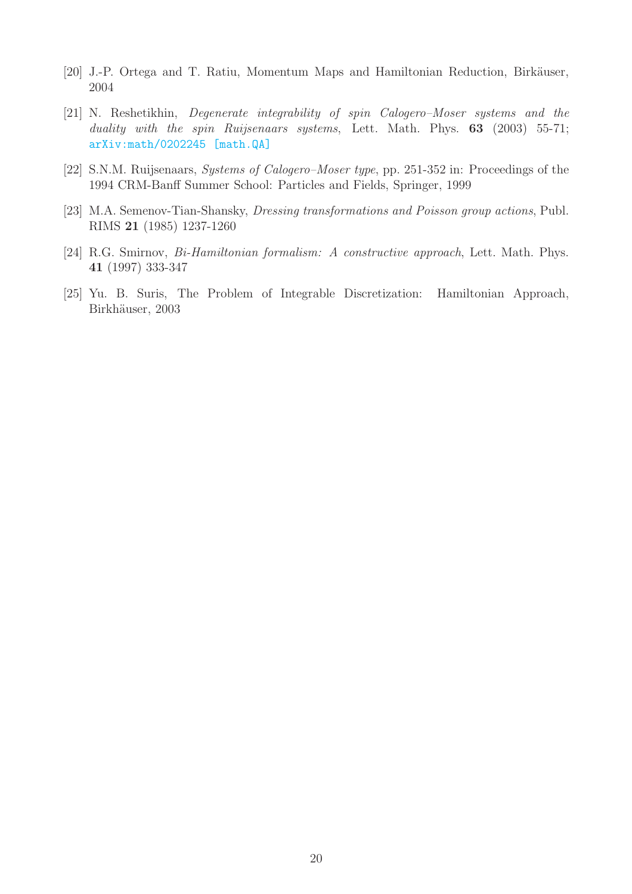[20] J.-P. Ortega and T. Ratiu, Momentum Maps and Hamiltonian Reduction, Birkäuser, 2004

[21] N. Reshetikhin, *Degenerate integrability of spin Calogero–Moser systems and the duality with the spin Ruijsenaars systems*, Lett. Math. Phys. **63** (2003) 55-71; arXiv:math/0202245 [math.QA]

[22] S.N.M. Ruijsenaars, *Systems of Calogero–Moser type*, pp. 251-352 in: Proceedings of the 1994 CRM-Banff Summer School: Particles and Fields, Springer, 1999

[23] M.A. Semenov-Tian-Shansky, *Dressing transformations and Poisson group actions*, Publ. RIMS **21** (1985) 1237-1260

[24] R.G. Smirnov, *Bi-Hamiltonian formalism: A constructive approach*, Lett. Math. Phys. **41** (1997) 333-347

[25] Yu. B. Suris, The Problem of Integrable Discretization: Hamiltonian Approach, Birkhäuser, 2003